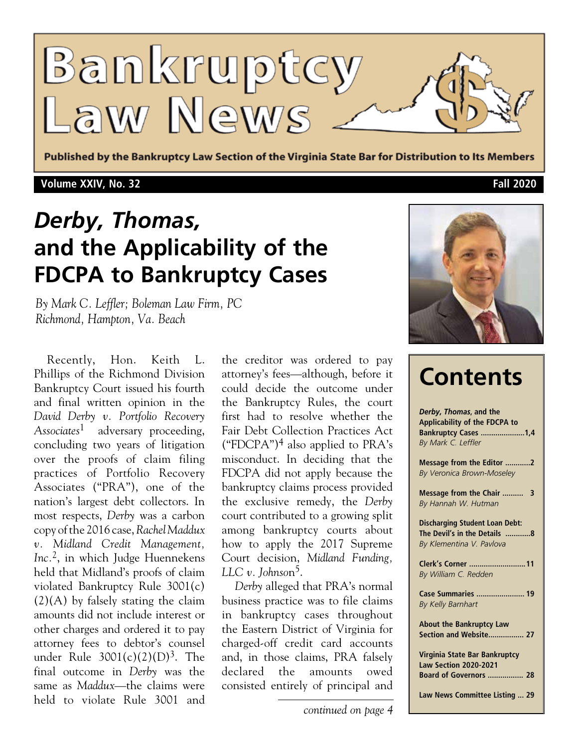# Bankruptcy Law News

**Published by the Bankruptcy Law Section of the Virginia State Bar for Distribution to Its Members**

**Volume XXIV, No. 32** **Fall 2020**

# *Derby, Thomas,* and the Applicability of the FDCPA to Bankruptcy Cases

*By Mark C. Leffler; Boleman Law Firm, PC*
*Richmond, Hampton, Va. Beach*

Recently, Hon. Keith L. Phillips of the Richmond Division Bankruptcy Court issued his fourth and final written opinion in the *David Derby v. Portfolio Recovery Associates*[1] adversary proceeding, concluding two years of litigation over the proofs of claim filing practices of Portfolio Recovery Associates ("PRA"), one of the nation's largest debt collectors. In most respects, *Derby* was a carbon copy of the 2016 case, *Rachel Maddux v. Midland Credit Management, Inc.*[2], in which Judge Huennekens held that Midland's proofs of claim violated Bankruptcy Rule 3001(c)(2)(A) by falsely stating the claim amounts did not include interest or other charges and ordered it to pay attorney fees to debtor's counsel under Rule 3001(c)(2)(D)[3]. The final outcome in *Derby* was the same as *Maddux*—the claims were held to violate Rule 3001 and the creditor was ordered to pay attorney's fees—although, before it could decide the outcome under the Bankruptcy Rules, the court first had to resolve whether the Fair Debt Collection Practices Act ("FDCPA")[4] also applied to PRA's misconduct. In deciding that the FDCPA did not apply because the bankruptcy claims process provided the exclusive remedy, the *Derby* court contributed to a growing split among bankruptcy courts about how to apply the 2017 Supreme Court decision, *Midland Funding, LLC v. Johnson*[5].

*Derby* alleged that PRA's normal business practice was to file claims in bankruptcy cases throughout the Eastern District of Virginia for charged-off credit card accounts and, in those claims, PRA falsely declared the amounts owed consisted entirely of principal and

*continued on page 4*

## Contents

**Derby, Thomas, and the Applicability of the FDCPA to Bankruptcy Cases** ....................1,4
*By Mark C. Leffler*

**Message from the Editor** ............2
*By Veronica Brown-Moseley*

**Message from the Chair** .......... 3
*By Hannah W. Hutman*

**Discharging Student Loan Debt: The Devil's in the Details** ............8
*By Klementina V. Pavlova*

**Clerk's Corner** ..........................11
*By William C. Redden*

**Case Summaries** ....................... 19
*By Kelly Barnhart*

**About the Bankruptcy Law Section and Website**................. 27

**Virginia State Bar Bankruptcy Law Section 2020-2021 Board of Governors** ................. 28

**Law News Committee Listing** ... 29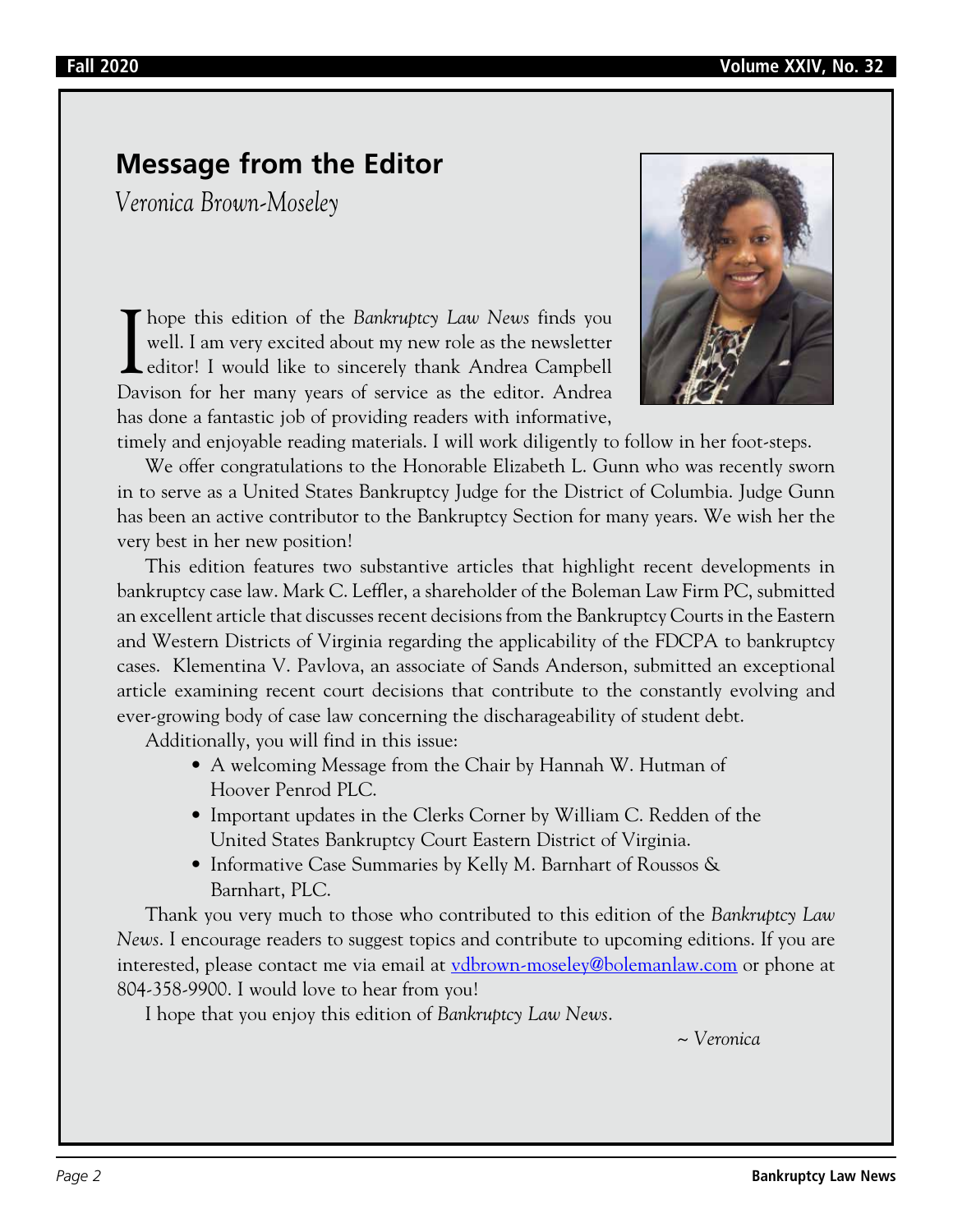## Message from the Editor

*Veronica Brown-Moseley*

I hope this edition of the *Bankruptcy Law News* finds you well. I am very excited about my new role as the newsletter editor! I would like to sincerely thank Andrea Campbell Davison for her many years of service as the editor. Andrea has done a fantastic job of providing readers with informative, timely and enjoyable reading materials. I will work diligently to follow in her foot-steps.

We offer congratulations to the Honorable Elizabeth L. Gunn who was recently sworn in to serve as a United States Bankruptcy Judge for the District of Columbia. Judge Gunn has been an active contributor to the Bankruptcy Section for many years. We wish her the very best in her new position!

This edition features two substantive articles that highlight recent developments in bankruptcy case law. Mark C. Leffler, a shareholder of the Boleman Law Firm PC, submitted an excellent article that discusses recent decisions from the Bankruptcy Courts in the Eastern and Western Districts of Virginia regarding the applicability of the FDCPA to bankruptcy cases. Klementina V. Pavlova, an associate of Sands Anderson, submitted an exceptional article examining recent court decisions that contribute to the constantly evolving and ever-growing body of case law concerning the discharageability of student debt.

Additionally, you will find in this issue:

- A welcoming Message from the Chair by Hannah W. Hutman of Hoover Penrod PLC.
- Important updates in the Clerks Corner by William C. Redden of the United States Bankruptcy Court Eastern District of Virginia.
- Informative Case Summaries by Kelly M. Barnhart of Roussos & Barnhart, PLC.

Thank you very much to those who contributed to this edition of the *Bankruptcy Law News*. I encourage readers to suggest topics and contribute to upcoming editions. If you are interested, please contact me via email at vdbrown-moseley@bolemanlaw.com or phone at 804-358-9900. I would love to hear from you!

I hope that you enjoy this edition of *Bankruptcy Law News*.

*~ Veronica*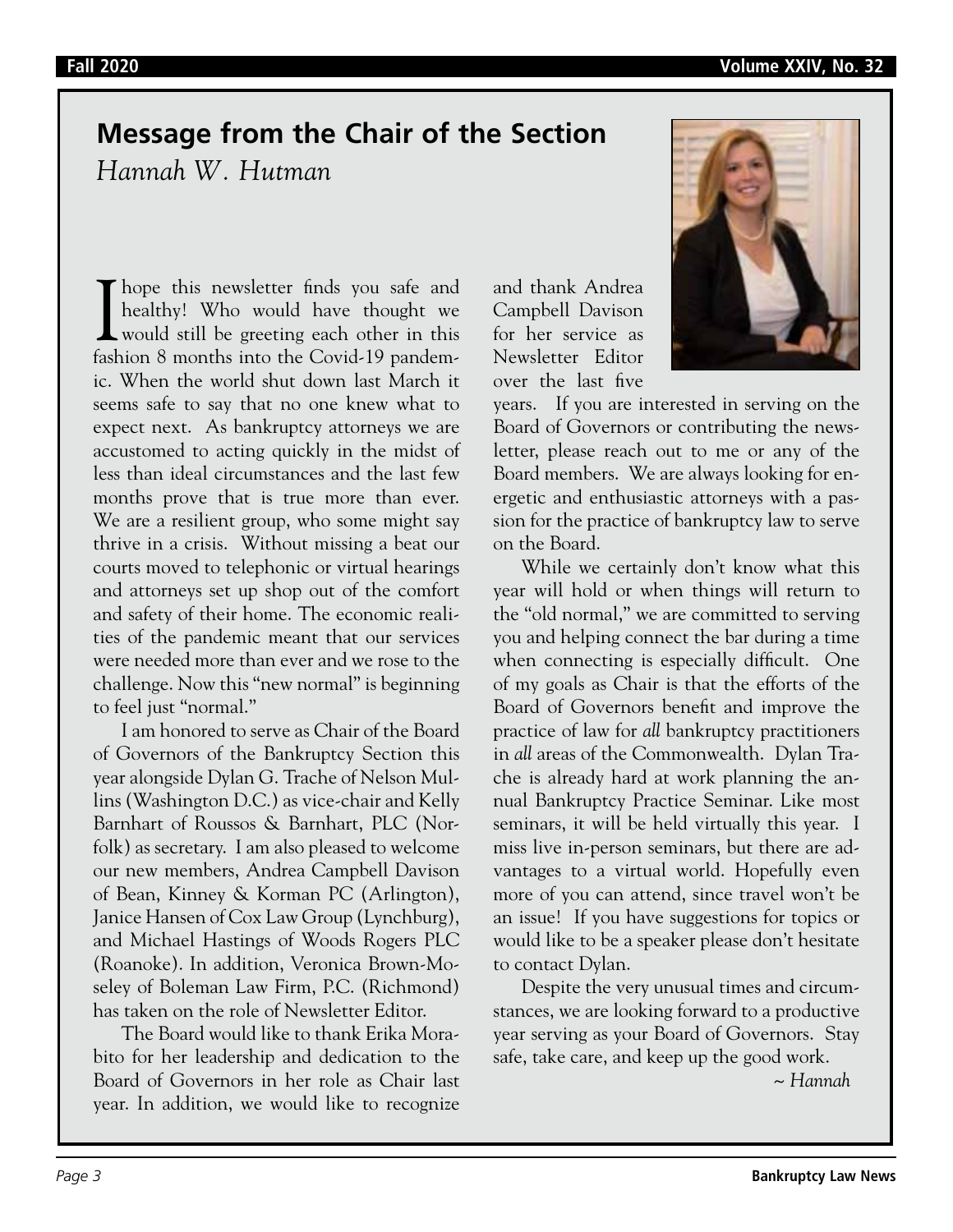## Message from the Chair of the Section

*Hannah W. Hutman*

I hope this newsletter finds you safe and healthy! Who would have thought we would still be greeting each other in this fashion 8 months into the Covid-19 pandemic. When the world shut down last March it seems safe to say that no one knew what to expect next. As bankruptcy attorneys we are accustomed to acting quickly in the midst of less than ideal circumstances and the last few months prove that is true more than ever. We are a resilient group, who some might say thrive in a crisis. Without missing a beat our courts moved to telephonic or virtual hearings and attorneys set up shop out of the comfort and safety of their home. The economic realities of the pandemic meant that our services were needed more than ever and we rose to the challenge. Now this "new normal" is beginning to feel just "normal."

I am honored to serve as Chair of the Board of Governors of the Bankruptcy Section this year alongside Dylan G. Trache of Nelson Mullins (Washington D.C.) as vice-chair and Kelly Barnhart of Roussos & Barnhart, PLC (Norfolk) as secretary. I am also pleased to welcome our new members, Andrea Campbell Davison of Bean, Kinney & Korman PC (Arlington), Janice Hansen of Cox Law Group (Lynchburg), and Michael Hastings of Woods Rogers PLC (Roanoke). In addition, Veronica Brown-Moseley of Boleman Law Firm, P.C. (Richmond) has taken on the role of Newsletter Editor.

The Board would like to thank Erika Morabito for her leadership and dedication to the Board of Governors in her role as Chair last year. In addition, we would like to recognize and thank Andrea Campbell Davison for her service as Newsletter Editor over the last five years. If you are interested in serving on the Board of Governors or contributing the newsletter, please reach out to me or any of the Board members. We are always looking for energetic and enthusiastic attorneys with a passion for the practice of bankruptcy law to serve on the Board.

While we certainly don't know what this year will hold or when things will return to the "old normal," we are committed to serving you and helping connect the bar during a time when connecting is especially difficult. One of my goals as Chair is that the efforts of the Board of Governors benefit and improve the practice of law for *all* bankruptcy practitioners in *all* areas of the Commonwealth. Dylan Trache is already hard at work planning the annual Bankruptcy Practice Seminar. Like most seminars, it will be held virtually this year. I miss live in-person seminars, but there are advantages to a virtual world. Hopefully even more of you can attend, since travel won't be an issue! If you have suggestions for topics or would like to be a speaker please don't hesitate to contact Dylan.

Despite the very unusual times and circumstances, we are looking forward to a productive year serving as your Board of Governors. Stay safe, take care, and keep up the good work.

*~ Hannah*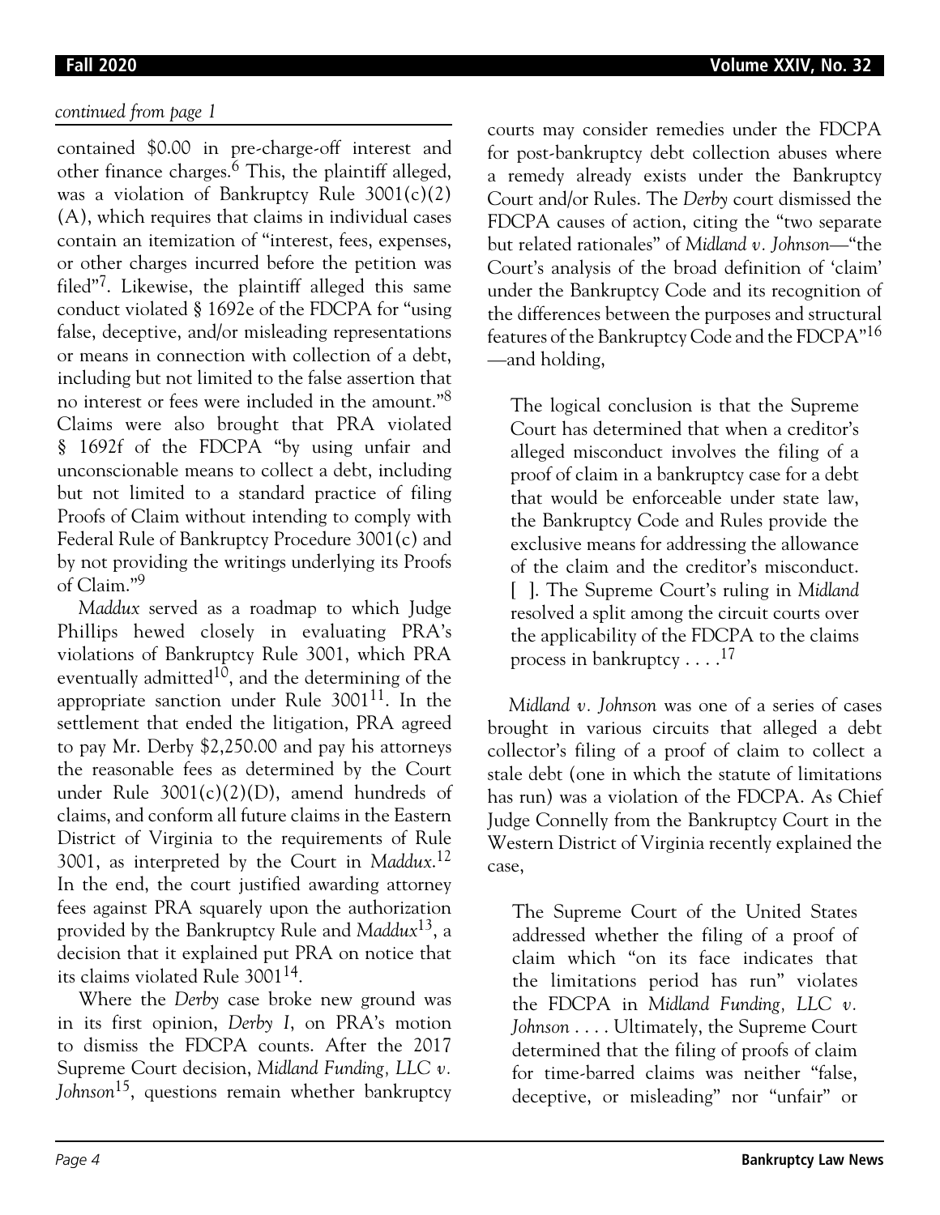*continued from page 1*

contained $0.00 in pre-charge-off interest and other finance charges.[6] This, the plaintiff alleged, was a violation of Bankruptcy Rule 3001(c)(2)(A), which requires that claims in individual cases contain an itemization of "interest, fees, expenses, or other charges incurred before the petition was filed"[7]. Likewise, the plaintiff alleged this same conduct violated § 1692e of the FDCPA for "using false, deceptive, and/or misleading representations or means in connection with collection of a debt, including but not limited to the false assertion that no interest or fees were included in the amount."[8] Claims were also brought that PRA violated § 1692f of the FDCPA "by using unfair and unconscionable means to collect a debt, including but not limited to a standard practice of filing Proofs of Claim without intending to comply with Federal Rule of Bankruptcy Procedure 3001(c) and by not providing the writings underlying its Proofs of Claim."[9]

*Maddux* served as a roadmap to which Judge Phillips hewed closely in evaluating PRA's violations of Bankruptcy Rule 3001, which PRA eventually admitted[10], and the determining of the appropriate sanction under Rule 3001[11]. In the settlement that ended the litigation, PRA agreed to pay Mr. Derby $2,250.00 and pay his attorneys the reasonable fees as determined by the Court under Rule 3001(c)(2)(D), amend hundreds of claims, and conform all future claims in the Eastern District of Virginia to the requirements of Rule 3001, as interpreted by the Court in *Maddux*.[12] In the end, the court justified awarding attorney fees against PRA squarely upon the authorization provided by the Bankruptcy Rule and *Maddux*[13], a decision that it explained put PRA on notice that its claims violated Rule 3001[14].

Where the *Derby* case broke new ground was in its first opinion, *Derby I*, on PRA's motion to dismiss the FDCPA counts. After the 2017 Supreme Court decision, *Midland Funding, LLC v. Johnson*[15], questions remain whether bankruptcy courts may consider remedies under the FDCPA for post-bankruptcy debt collection abuses where a remedy already exists under the Bankruptcy Court and/or Rules. The *Derby* court dismissed the FDCPA causes of action, citing the "two separate but related rationales" of *Midland v. Johnson*—"the Court's analysis of the broad definition of 'claim' under the Bankruptcy Code and its recognition of the differences between the purposes and structural features of the Bankruptcy Code and the FDCPA"[16] —and holding,

> The logical conclusion is that the Supreme Court has determined that when a creditor's alleged misconduct involves the filing of a proof of claim in a bankruptcy case for a debt that would be enforceable under state law, the Bankruptcy Code and Rules provide the exclusive means for addressing the allowance of the claim and the creditor's misconduct. [ ]. The Supreme Court's ruling in *Midland* resolved a split among the circuit courts over the applicability of the FDCPA to the claims process in bankruptcy . . . .[17]

*Midland v. Johnson* was one of a series of cases brought in various circuits that alleged a debt collector's filing of a proof of claim to collect a stale debt (one in which the statute of limitations has run) was a violation of the FDCPA. As Chief Judge Connelly from the Bankruptcy Court in the Western District of Virginia recently explained the case,

> The Supreme Court of the United States addressed whether the filing of a proof of claim which "on its face indicates that the limitations period has run" violates the FDCPA in *Midland Funding, LLC v. Johnson* . . . . Ultimately, the Supreme Court determined that the filing of proofs of claim for time-barred claims was neither "false, deceptive, or misleading" nor "unfair" or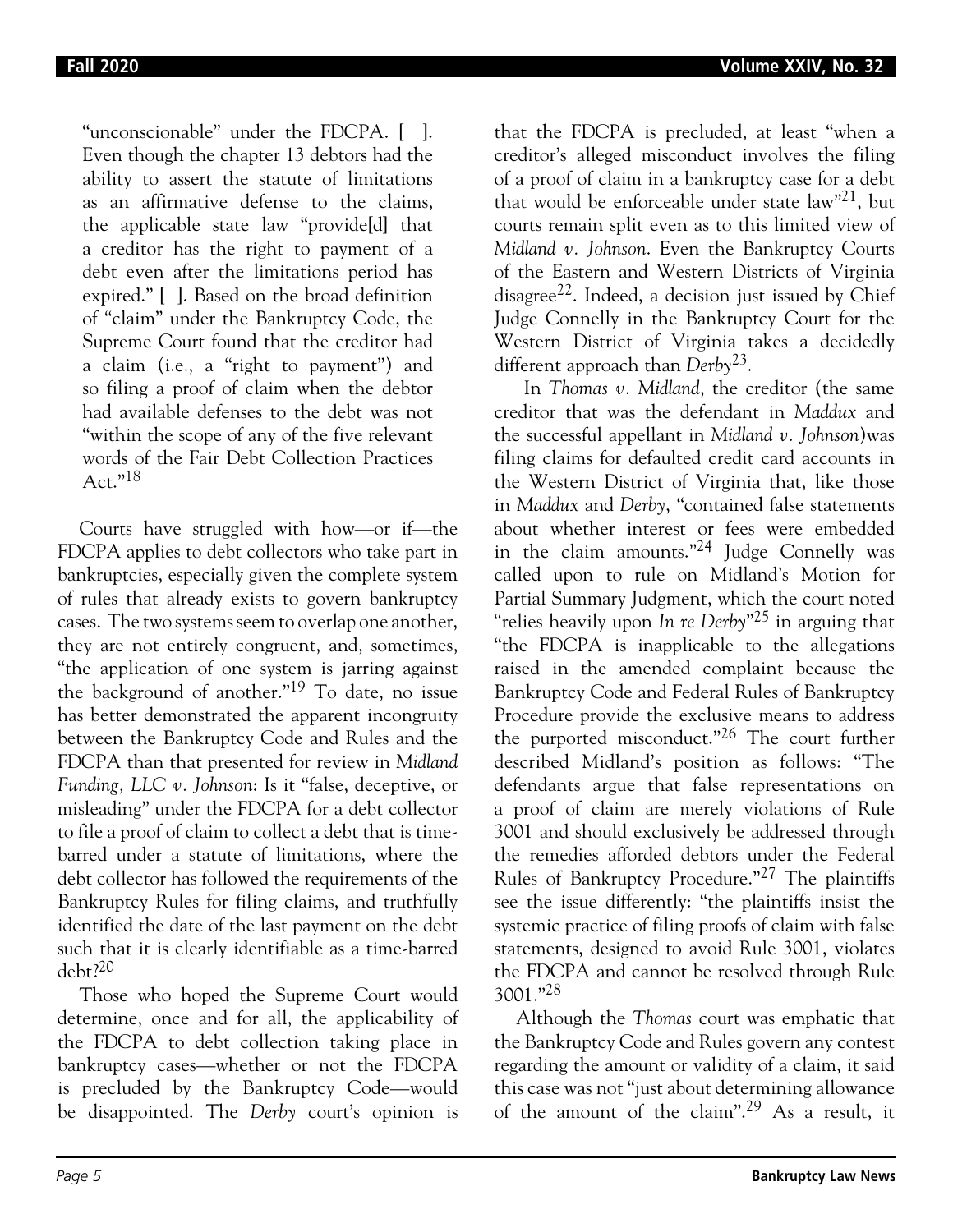> "unconscionable" under the FDCPA. [ ]. Even though the chapter 13 debtors had the ability to assert the statute of limitations as an affirmative defense to the claims, the applicable state law "provide[d] that a creditor has the right to payment of a debt even after the limitations period has expired." [ ]. Based on the broad definition of "claim" under the Bankruptcy Code, the Supreme Court found that the creditor had a claim (i.e., a "right to payment") and so filing a proof of claim when the debtor had available defenses to the debt was not "within the scope of any of the five relevant words of the Fair Debt Collection Practices Act."[18]

Courts have struggled with how—or if—the FDCPA applies to debt collectors who take part in bankruptcies, especially given the complete system of rules that already exists to govern bankruptcy cases. The two systems seem to overlap one another, they are not entirely congruent, and, sometimes, "the application of one system is jarring against the background of another."[19] To date, no issue has better demonstrated the apparent incongruity between the Bankruptcy Code and Rules and the FDCPA than that presented for review in *Midland Funding, LLC v. Johnson*: Is it "false, deceptive, or misleading" under the FDCPA for a debt collector to file a proof of claim to collect a debt that is time-barred under a statute of limitations, where the debt collector has followed the requirements of the Bankruptcy Rules for filing claims, and truthfully identified the date of the last payment on the debt such that it is clearly identifiable as a time-barred debt?[20]

Those who hoped the Supreme Court would determine, once and for all, the applicability of the FDCPA to debt collection taking place in bankruptcy cases—whether or not the FDCPA is precluded by the Bankruptcy Code—would be disappointed. The *Derby* court's opinion is that the FDCPA is precluded, at least "when a creditor's alleged misconduct involves the filing of a proof of claim in a bankruptcy case for a debt that would be enforceable under state law"[21], but courts remain split even as to this limited view of *Midland v. Johnson*. Even the Bankruptcy Courts of the Eastern and Western Districts of Virginia disagree[22]. Indeed, a decision just issued by Chief Judge Connelly in the Bankruptcy Court for the Western District of Virginia takes a decidedly different approach than *Derby*[23].

In *Thomas v. Midland*, the creditor (the same creditor that was the defendant in *Maddux* and the successful appellant in *Midland v. Johnson*)was filing claims for defaulted credit card accounts in the Western District of Virginia that, like those in *Maddux* and *Derby*, "contained false statements about whether interest or fees were embedded in the claim amounts."[24] Judge Connelly was called upon to rule on Midland's Motion for Partial Summary Judgment, which the court noted "relies heavily upon *In re Derby*"[25] in arguing that "the FDCPA is inapplicable to the allegations raised in the amended complaint because the Bankruptcy Code and Federal Rules of Bankruptcy Procedure provide the exclusive means to address the purported misconduct."[26] The court further described Midland's position as follows: "The defendants argue that false representations on a proof of claim are merely violations of Rule 3001 and should exclusively be addressed through the remedies afforded debtors under the Federal Rules of Bankruptcy Procedure."[27] The plaintiffs see the issue differently: "the plaintiffs insist the systemic practice of filing proofs of claim with false statements, designed to avoid Rule 3001, violates the FDCPA and cannot be resolved through Rule 3001."[28]

Although the *Thomas* court was emphatic that the Bankruptcy Code and Rules govern any contest regarding the amount or validity of a claim, it said this case was not "just about determining allowance of the amount of the claim".[29] As a result, it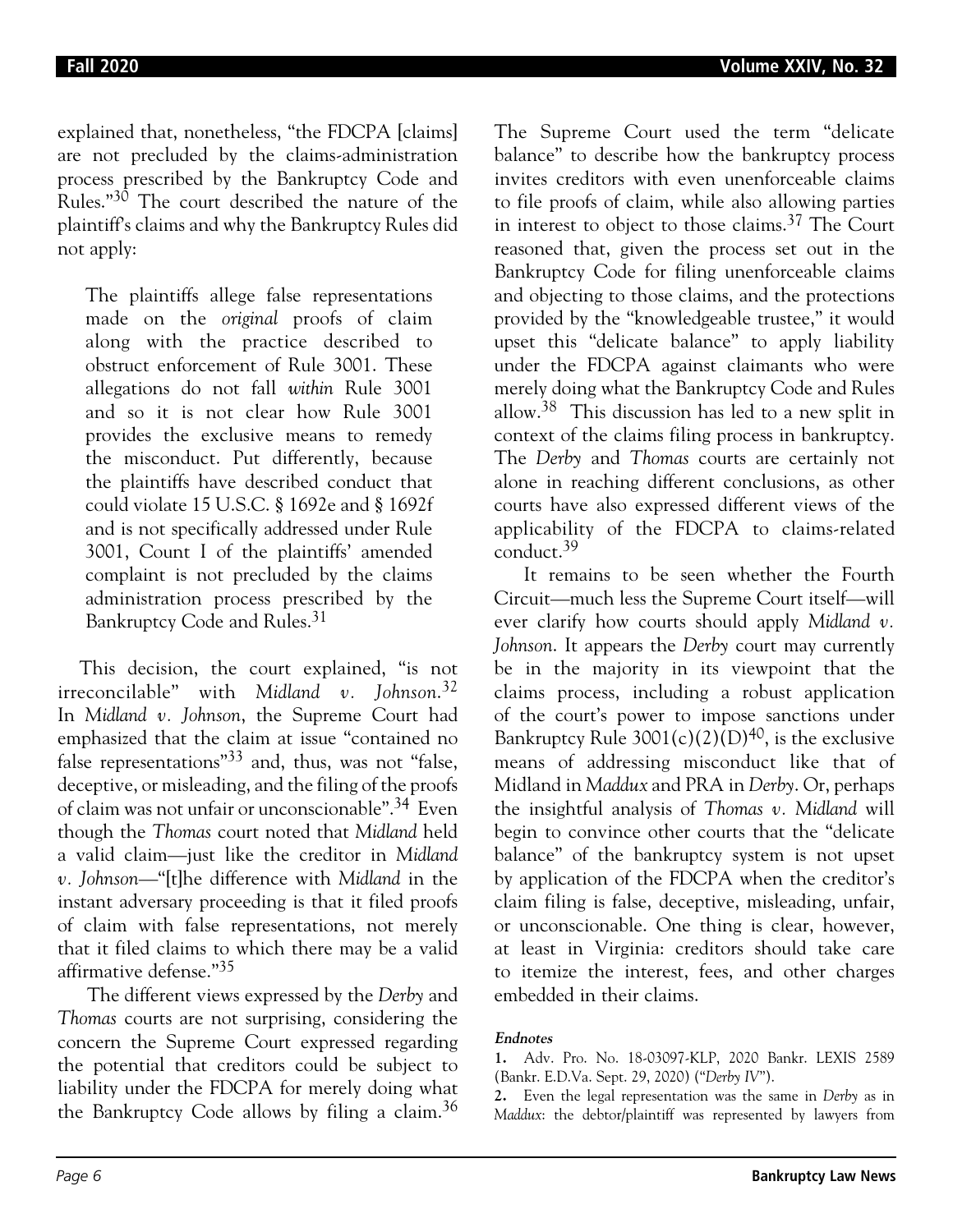explained that, nonetheless, "the FDCPA [claims] are not precluded by the claims-administration process prescribed by the Bankruptcy Code and Rules."[30] The court described the nature of the plaintiff's claims and why the Bankruptcy Rules did not apply:

> The plaintiffs allege false representations made on the *original* proofs of claim along with the practice described to obstruct enforcement of Rule 3001. These allegations do not fall *within* Rule 3001 and so it is not clear how Rule 3001 provides the exclusive means to remedy the misconduct. Put differently, because the plaintiffs have described conduct that could violate 15 U.S.C. § 1692e and § 1692f and is not specifically addressed under Rule 3001, Count I of the plaintiffs' amended complaint is not precluded by the claims administration process prescribed by the Bankruptcy Code and Rules.[31]

This decision, the court explained, "is not irreconcilable" with *Midland v. Johnson*.[32] In *Midland v. Johnson*, the Supreme Court had emphasized that the claim at issue "contained no false representations"[33] and, thus, was not "false, deceptive, or misleading, and the filing of the proofs of claim was not unfair or unconscionable".[34] Even though the *Thomas* court noted that *Midland* held a valid claim—just like the creditor in *Midland v. Johnson*—"[t]he difference with *Midland* in the instant adversary proceeding is that it filed proofs of claim with false representations, not merely that it filed claims to which there may be a valid affirmative defense."[35]

The different views expressed by the *Derby* and *Thomas* courts are not surprising, considering the concern the Supreme Court expressed regarding the potential that creditors could be subject to liability under the FDCPA for merely doing what the Bankruptcy Code allows by filing a claim.[36] The Supreme Court used the term "delicate balance" to describe how the bankruptcy process invites creditors with even unenforceable claims to file proofs of claim, while also allowing parties in interest to object to those claims.[37] The Court reasoned that, given the process set out in the Bankruptcy Code for filing unenforceable claims and objecting to those claims, and the protections provided by the "knowledgeable trustee," it would upset this "delicate balance" to apply liability under the FDCPA against claimants who were merely doing what the Bankruptcy Code and Rules allow.[38] This discussion has led to a new split in context of the claims filing process in bankruptcy. The *Derby* and *Thomas* courts are certainly not alone in reaching different conclusions, as other courts have also expressed different views of the applicability of the FDCPA to claims-related conduct.[39]

It remains to be seen whether the Fourth Circuit—much less the Supreme Court itself—will ever clarify how courts should apply *Midland v. Johnson*. It appears the *Derby* court may currently be in the majority in its viewpoint that the claims process, including a robust application of the court's power to impose sanctions under Bankruptcy Rule 3001(c)(2)(D)[40], is the exclusive means of addressing misconduct like that of Midland in *Maddux* and PRA in *Derby*. Or, perhaps the insightful analysis of *Thomas v. Midland* will begin to convince other courts that the "delicate balance" of the bankruptcy system is not upset by application of the FDCPA when the creditor's claim filing is false, deceptive, misleading, unfair, or unconscionable. One thing is clear, however, at least in Virginia: creditors should take care to itemize the interest, fees, and other charges embedded in their claims.

**Endnotes**

1. Adv. Pro. No. 18-03097-KLP, 2020 Bankr. LEXIS 2589 (Bankr. E.D.Va. Sept. 29, 2020) ("*Derby IV*").

2. Even the legal representation was the same in *Derby* as in *Maddux*: the debtor/plaintiff was represented by lawyers from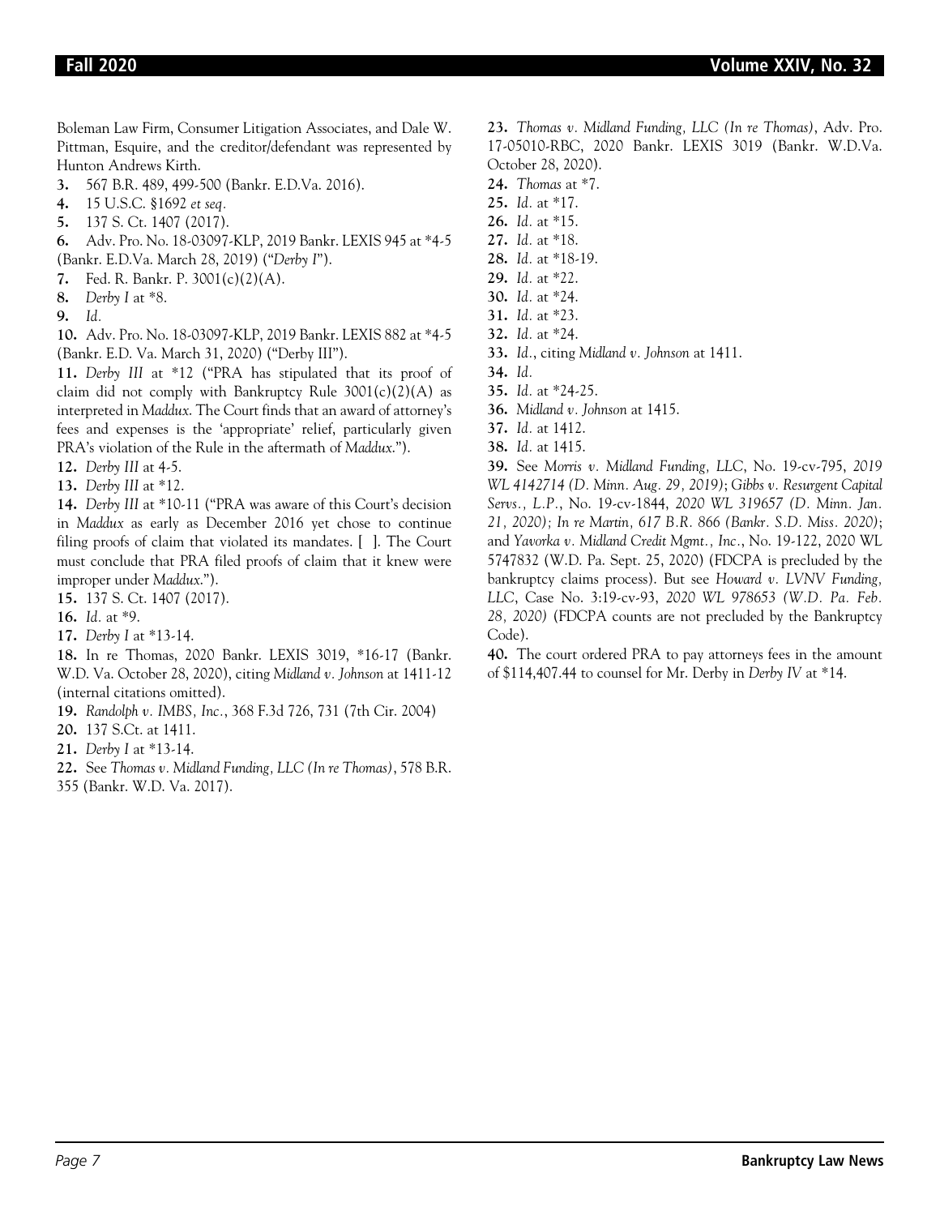Boleman Law Firm, Consumer Litigation Associates, and Dale W. Pittman, Esquire, and the creditor/defendant was represented by Hunton Andrews Kirth.

**3.** 567 B.R. 489, 499-500 (Bankr. E.D.Va. 2016).

**4.** 15 U.S.C. §1692 *et seq.*

**5.** 137 S. Ct. 1407 (2017).

**6.** Adv. Pro. No. 18-03097-KLP, 2019 Bankr. LEXIS 945 at *4-5 (Bankr. E.D.Va. March 28, 2019) ("*Derby I*").

**7.** Fed. R. Bankr. P. 3001(c)(2)(A).

**8.** *Derby I* at *8.

**9.** *Id.*

**10.** Adv. Pro. No. 18-03097-KLP, 2019 Bankr. LEXIS 882 at *4-5 (Bankr. E.D. Va. March 31, 2020) ("Derby III").

**11.** *Derby III* at *12 ("PRA has stipulated that its proof of claim did not comply with Bankruptcy Rule 3001(c)(2)(A) as interpreted in *Maddux*. The Court finds that an award of attorney's fees and expenses is the 'appropriate' relief, particularly given PRA's violation of the Rule in the aftermath of *Maddux*.").

**12.** *Derby III* at 4-5.

**13.** *Derby III* at *12.

**14.** *Derby III* at *10-11 ("PRA was aware of this Court's decision in *Maddux* as early as December 2016 yet chose to continue filing proofs of claim that violated its mandates. [ ]. The Court must conclude that PRA filed proofs of claim that it knew were improper under *Maddux*.").

**15.** 137 S. Ct. 1407 (2017).

**16.** *Id.* at *9.

**17.** *Derby I* at *13-14.

**18.** In re Thomas, 2020 Bankr. LEXIS 3019, *16-17 (Bankr. W.D. Va. October 28, 2020), citing *Midland v. Johnson* at 1411-12 (internal citations omitted).

**19.** *Randolph v. IMBS, Inc.*, 368 F.3d 726, 731 (7th Cir. 2004)

**20.** 137 S.Ct. at 1411.

**21.** *Derby I* at *13-14.

**22.** See *Thomas v. Midland Funding, LLC (In re Thomas)*, 578 B.R. 355 (Bankr. W.D. Va. 2017).

**23.** *Thomas v. Midland Funding, LLC (In re Thomas)*, Adv. Pro. 17-05010-RBC, 2020 Bankr. LEXIS 3019 (Bankr. W.D.Va. October 28, 2020).

**24.** *Thomas* at *7.

**25.** *Id.* at *17.

**26.** *Id.* at *15.

**27.** *Id.* at *18.

**28.** *Id.* at *18-19.

**29.** *Id.* at *22.

**30.** *Id.* at *24.

**31.** *Id.* at *23.

**32.** *Id.* at *24.

**33.** *Id.*, citing *Midland v. Johnson* at 1411.

**34.** *Id.*

**35.** *Id.* at *24-25.

**36.** *Midland v. Johnson* at 1415.

**37.** *Id.* at 1412.

**38.** *Id.* at 1415.

**39.** See *Morris v. Midland Funding, LLC*, No. 19-cv-795, *2019 WL 4142714 (D. Minn. Aug. 29, 2019)*; *Gibbs v. Resurgent Capital Servs., L.P.*, No. 19-cv-1844, *2020 WL 319657 (D. Minn. Jan. 21, 2020); In re Martin, 617 B.R. 866 (Bankr. S.D. Miss. 2020)*; and *Yavorka v. Midland Credit Mgmt., Inc.*, No. 19-122, 2020 WL 5747832 (W.D. Pa. Sept. 25, 2020) (FDCPA is precluded by the bankruptcy claims process). But see *Howard v. LVNV Funding, LLC*, Case No. 3:19-cv-93, *2020 WL 978653 (W.D. Pa. Feb. 28, 2020)* (FDCPA counts are not precluded by the Bankruptcy Code).

**40.** The court ordered PRA to pay attorneys fees in the amount of $114,407.44 to counsel for Mr. Derby in *Derby IV* at *14.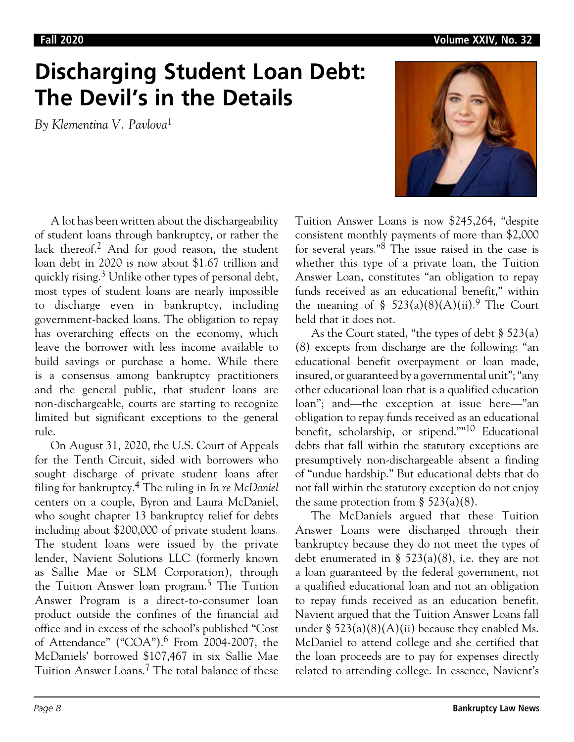# Discharging Student Loan Debt: The Devil's in the Details

*By Klementina V. Pavlova*[1]

A lot has been written about the dischargeability of student loans through bankruptcy, or rather the lack thereof.[2] And for good reason, the student loan debt in 2020 is now about $1.67 trillion and quickly rising.[3] Unlike other types of personal debt, most types of student loans are nearly impossible to discharge even in bankruptcy, including government-backed loans. The obligation to repay has overarching effects on the economy, which leave the borrower with less income available to build savings or purchase a home. While there is a consensus among bankruptcy practitioners and the general public, that student loans are non-dischargeable, courts are starting to recognize limited but significant exceptions to the general rule.

On August 31, 2020, the U.S. Court of Appeals for the Tenth Circuit, sided with borrowers who sought discharge of private student loans after filing for bankruptcy.[4] The ruling in *In re McDaniel* centers on a couple, Byron and Laura McDaniel, who sought chapter 13 bankruptcy relief for debts including about $200,000 of private student loans. The student loans were issued by the private lender, Navient Solutions LLC (formerly known as Sallie Mae or SLM Corporation), through the Tuition Answer loan program.[5] The Tuition Answer Program is a direct-to-consumer loan product outside the confines of the financial aid office and in excess of the school's published "Cost of Attendance" ("COA").[6] From 2004-2007, the McDaniels' borrowed $107,467 in six Sallie Mae Tuition Answer Loans.[7] The total balance of these Tuition Answer Loans is now $245,264, "despite consistent monthly payments of more than $2,000 for several years."[8] The issue raised in the case is whether this type of a private loan, the Tuition Answer Loan, constitutes "an obligation to repay funds received as an educational benefit," within the meaning of § 523(a)(8)(A)(ii).[9] The Court held that it does not.

As the Court stated, "the types of debt § 523(a)(8) excepts from discharge are the following: "an educational benefit overpayment or loan made, insured, or guaranteed by a governmental unit"; "any other educational loan that is a qualified education loan"; and—the exception at issue here—"an obligation to repay funds received as an educational benefit, scholarship, or stipend.""[10] Educational debts that fall within the statutory exceptions are presumptively non-dischargeable absent a finding of "undue hardship." But educational debts that do not fall within the statutory exception do not enjoy the same protection from § 523(a)(8).

The McDaniels argued that these Tuition Answer Loans were discharged through their bankruptcy because they do not meet the types of debt enumerated in § 523(a)(8), i.e. they are not a loan guaranteed by the federal government, not a qualified educational loan and not an obligation to repay funds received as an education benefit. Navient argued that the Tuition Answer Loans fall under § 523(a)(8)(A)(ii) because they enabled Ms. McDaniel to attend college and she certified that the loan proceeds are to pay for expenses directly related to attending college. In essence, Navient's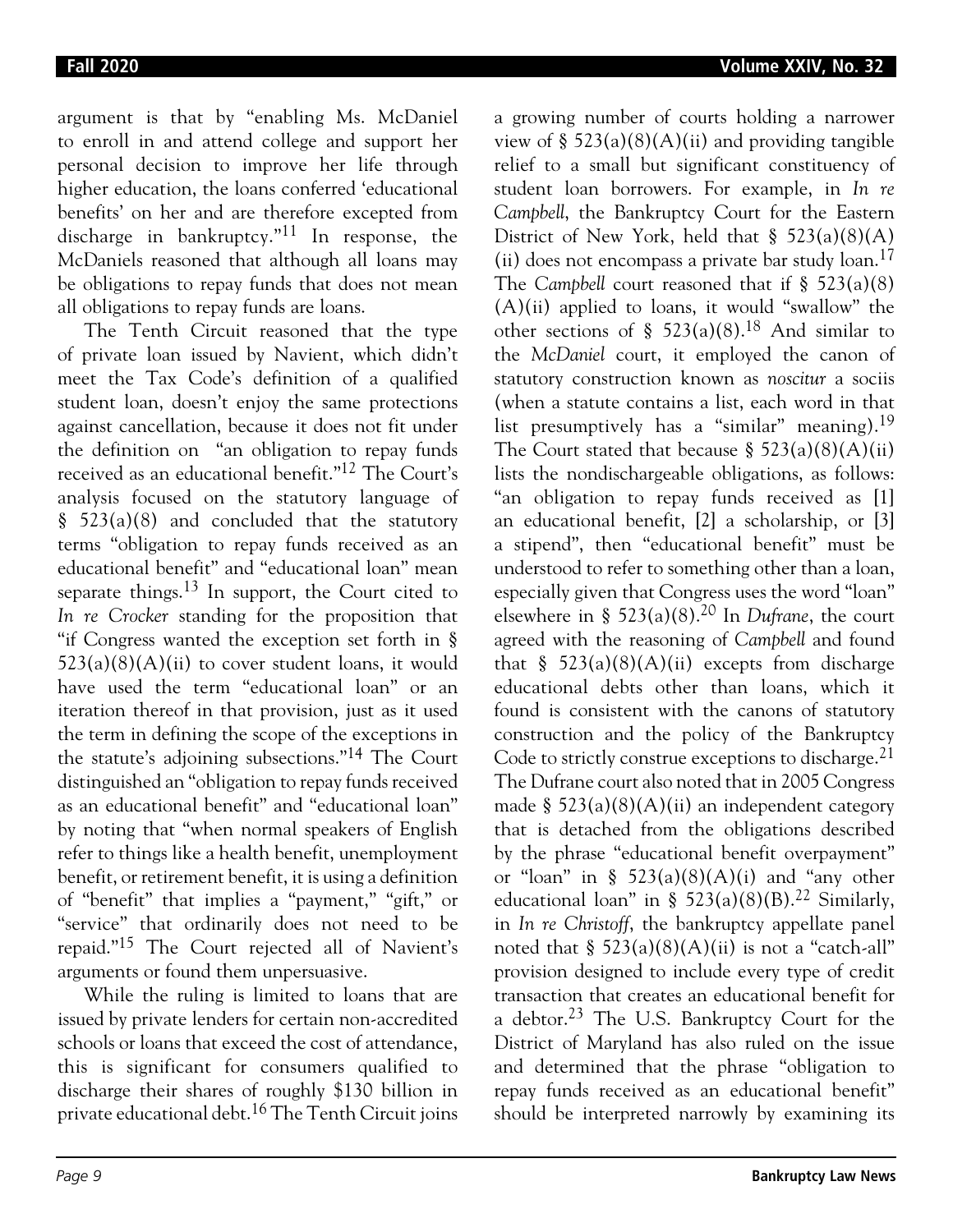argument is that by "enabling Ms. McDaniel to enroll in and attend college and support her personal decision to improve her life through higher education, the loans conferred 'educational benefits' on her and are therefore excepted from discharge in bankruptcy."[11] In response, the McDaniels reasoned that although all loans may be obligations to repay funds that does not mean all obligations to repay funds are loans.

The Tenth Circuit reasoned that the type of private loan issued by Navient, which didn't meet the Tax Code's definition of a qualified student loan, doesn't enjoy the same protections against cancellation, because it does not fit under the definition on "an obligation to repay funds received as an educational benefit."[12] The Court's analysis focused on the statutory language of § 523(a)(8) and concluded that the statutory terms "obligation to repay funds received as an educational benefit" and "educational loan" mean separate things.[13] In support, the Court cited to *In re Crocker* standing for the proposition that "if Congress wanted the exception set forth in § 523(a)(8)(A)(ii) to cover student loans, it would have used the term "educational loan" or an iteration thereof in that provision, just as it used the term in defining the scope of the exceptions in the statute's adjoining subsections."[14] The Court distinguished an "obligation to repay funds received as an educational benefit" and "educational loan" by noting that "when normal speakers of English refer to things like a health benefit, unemployment benefit, or retirement benefit, it is using a definition of "benefit" that implies a "payment," "gift," or "service" that ordinarily does not need to be repaid."[15] The Court rejected all of Navient's arguments or found them unpersuasive.

While the ruling is limited to loans that are issued by private lenders for certain non-accredited schools or loans that exceed the cost of attendance, this is significant for consumers qualified to discharge their shares of roughly $130 billion in private educational debt.[16] The Tenth Circuit joins a growing number of courts holding a narrower view of § 523(a)(8)(A)(ii) and providing tangible relief to a small but significant constituency of student loan borrowers. For example, in *In re Campbell*, the Bankruptcy Court for the Eastern District of New York, held that § 523(a)(8)(A)(ii) does not encompass a private bar study loan.[17] The *Campbell* court reasoned that if § 523(a)(8)(A)(ii) applied to loans, it would "swallow" the other sections of § 523(a)(8).[18] And similar to the *McDaniel* court, it employed the canon of statutory construction known as *noscitur* a sociis (when a statute contains a list, each word in that list presumptively has a "similar" meaning).[19] The Court stated that because § 523(a)(8)(A)(ii) lists the nondischargeable obligations, as follows: "an obligation to repay funds received as [1] an educational benefit, [2] a scholarship, or [3] a stipend", then "educational benefit" must be understood to refer to something other than a loan, especially given that Congress uses the word "loan" elsewhere in § 523(a)(8).[20] In *Dufrane*, the court agreed with the reasoning of *Campbell* and found that § 523(a)(8)(A)(ii) excepts from discharge educational debts other than loans, which it found is consistent with the canons of statutory construction and the policy of the Bankruptcy Code to strictly construe exceptions to discharge.[21] The Dufrane court also noted that in 2005 Congress made § 523(a)(8)(A)(ii) an independent category that is detached from the obligations described by the phrase "educational benefit overpayment" or "loan" in § 523(a)(8)(A)(i) and "any other educational loan" in § 523(a)(8)(B).[22] Similarly, in *In re Christoff*, the bankruptcy appellate panel noted that § 523(a)(8)(A)(ii) is not a "catch-all" provision designed to include every type of credit transaction that creates an educational benefit for a debtor.[23] The U.S. Bankruptcy Court for the District of Maryland has also ruled on the issue and determined that the phrase "obligation to repay funds received as an educational benefit" should be interpreted narrowly by examining its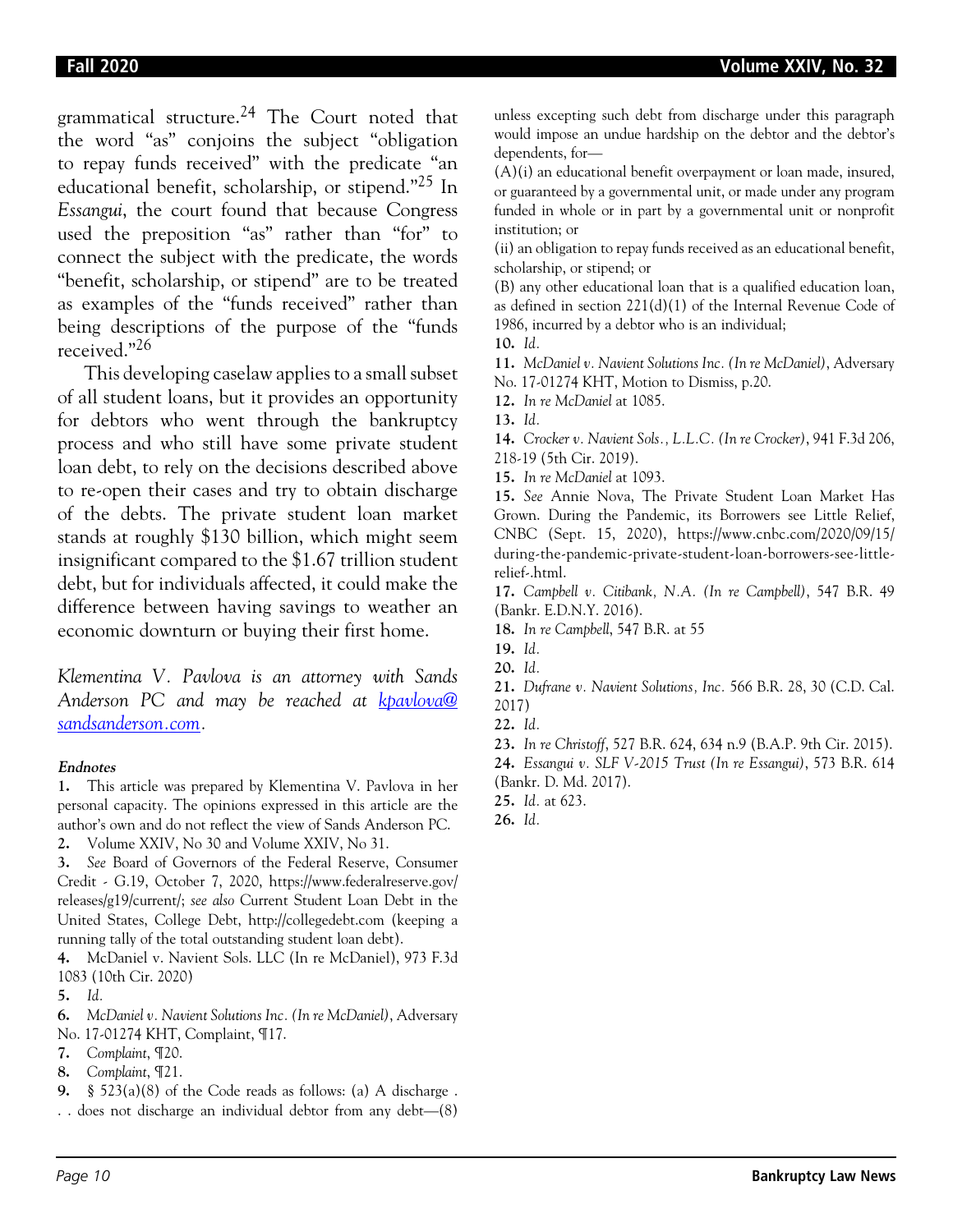grammatical structure.[24] The Court noted that the word "as" conjoins the subject "obligation to repay funds received" with the predicate "an educational benefit, scholarship, or stipend."[25] In *Essangui*, the court found that because Congress used the preposition "as" rather than "for" to connect the subject with the predicate, the words "benefit, scholarship, or stipend" are to be treated as examples of the "funds received" rather than being descriptions of the purpose of the "funds received."[26]

This developing caselaw applies to a small subset of all student loans, but it provides an opportunity for debtors who went through the bankruptcy process and who still have some private student loan debt, to rely on the decisions described above to re-open their cases and try to obtain discharge of the debts. The private student loan market stands at roughly $130 billion, which might seem insignificant compared to the $1.67 trillion student debt, but for individuals affected, it could make the difference between having savings to weather an economic downturn or buying their first home.

*Klementina V. Pavlova is an attorney with Sands Anderson PC and may be reached at [kpavlova@sandsanderson.com](mailto:kpavlova@sandsanderson.com).*

#### Endnotes

**1.** This article was prepared by Klementina V. Pavlova in her personal capacity. The opinions expressed in this article are the author's own and do not reflect the view of Sands Anderson PC.

**2.** Volume XXIV, No 30 and Volume XXIV, No 31.

**3.** *See* Board of Governors of the Federal Reserve, Consumer Credit - G.19, October 7, 2020, https://www.federalreserve.gov/releases/g19/current/; *see also* Current Student Loan Debt in the United States, College Debt, http://collegedebt.com (keeping a running tally of the total outstanding student loan debt).

**4.** McDaniel v. Navient Sols. LLC (In re McDaniel), 973 F.3d 1083 (10th Cir. 2020)

**5.** *Id.*

**6.** *McDaniel v. Navient Solutions Inc. (In re McDaniel)*, Adversary No. 17-01274 KHT, Complaint, ¶17.

**7.** *Complaint*, ¶20.

**8.** *Complaint*, ¶21.

**9.** § 523(a)(8) of the Code reads as follows: (a) A discharge . . . does not discharge an individual debtor from any debt—(8) unless excepting such debt from discharge under this paragraph would impose an undue hardship on the debtor and the debtor's dependents, for—

(A)(i) an educational benefit overpayment or loan made, insured, or guaranteed by a governmental unit, or made under any program funded in whole or in part by a governmental unit or nonprofit institution; or

(ii) an obligation to repay funds received as an educational benefit, scholarship, or stipend; or

(B) any other educational loan that is a qualified education loan, as defined in section 221(d)(1) of the Internal Revenue Code of 1986, incurred by a debtor who is an individual;

**10.** *Id.*

**11.** *McDaniel v. Navient Solutions Inc. (In re McDaniel)*, Adversary No. 17-01274 KHT, Motion to Dismiss, p.20.

**12.** *In re McDaniel* at 1085.

**13.** *Id.*

**14.** *Crocker v. Navient Sols., L.L.C. (In re Crocker)*, 941 F.3d 206, 218-19 (5th Cir. 2019).

**15.** *In re McDaniel* at 1093.

**15.** *See* Annie Nova, The Private Student Loan Market Has Grown. During the Pandemic, its Borrowers see Little Relief, CNBC (Sept. 15, 2020), https://www.cnbc.com/2020/09/15/during-the-pandemic-private-student-loan-borrowers-see-little-relief-.html.

**17.** *Campbell v. Citibank, N.A. (In re Campbell)*, 547 B.R. 49 (Bankr. E.D.N.Y. 2016).

**18.** *In re Campbell*, 547 B.R. at 55

**19.** *Id.*

**20.** *Id.*

**21.** *Dufrane v. Navient Solutions, Inc.* 566 B.R. 28, 30 (C.D. Cal. 2017)

**22.** *Id.*

**23.** *In re Christoff*, 527 B.R. 624, 634 n.9 (B.A.P. 9th Cir. 2015).

**24.** *Essangui v. SLF V-2015 Trust (In re Essangui)*, 573 B.R. 614 (Bankr. D. Md. 2017).

**25.** *Id.* at 623.

**26.** *Id.*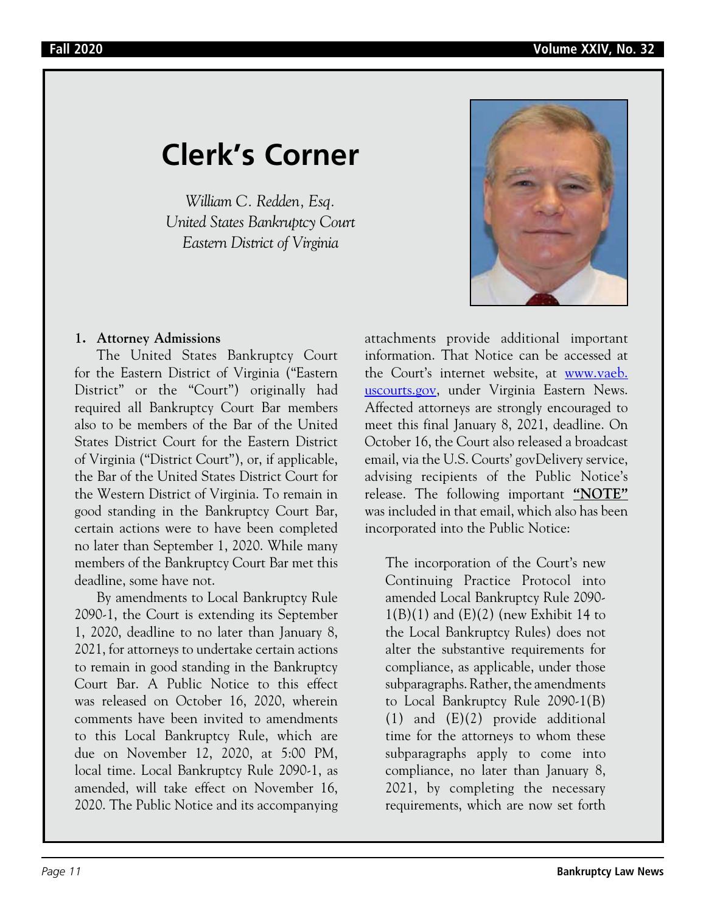# Clerk's Corner

*William C. Redden, Esq.*
*United States Bankruptcy Court*
*Eastern District of Virginia*

**1. Attorney Admissions**

The United States Bankruptcy Court for the Eastern District of Virginia ("Eastern District" or the "Court") originally had required all Bankruptcy Court Bar members also to be members of the Bar of the United States District Court for the Eastern District of Virginia ("District Court"), or, if applicable, the Bar of the United States District Court for the Western District of Virginia. To remain in good standing in the Bankruptcy Court Bar, certain actions were to have been completed no later than September 1, 2020. While many members of the Bankruptcy Court Bar met this deadline, some have not.

By amendments to Local Bankruptcy Rule 2090-1, the Court is extending its September 1, 2020, deadline to no later than January 8, 2021, for attorneys to undertake certain actions to remain in good standing in the Bankruptcy Court Bar. A Public Notice to this effect was released on October 16, 2020, wherein comments have been invited to amendments to this Local Bankruptcy Rule, which are due on November 12, 2020, at 5:00 PM, local time. Local Bankruptcy Rule 2090-1, as amended, will take effect on November 16, 2020. The Public Notice and its accompanying attachments provide additional important information. That Notice can be accessed at the Court's internet website, at [www.vaeb.uscourts.gov](www.vaeb.uscourts.gov), under Virginia Eastern News. Affected attorneys are strongly encouraged to meet this final January 8, 2021, deadline. On October 16, the Court also released a broadcast email, via the U.S. Courts' govDelivery service, advising recipients of the Public Notice's release. The following important **"NOTE"** was included in that email, which also has been incorporated into the Public Notice:

> The incorporation of the Court's new Continuing Practice Protocol into amended Local Bankruptcy Rule 2090-1(B)(1) and (E)(2) (new Exhibit 14 to the Local Bankruptcy Rules) does not alter the substantive requirements for compliance, as applicable, under those subparagraphs. Rather, the amendments to Local Bankruptcy Rule 2090-1(B)(1) and (E)(2) provide additional time for the attorneys to whom these subparagraphs apply to come into compliance, no later than January 8, 2021, by completing the necessary requirements, which are now set forth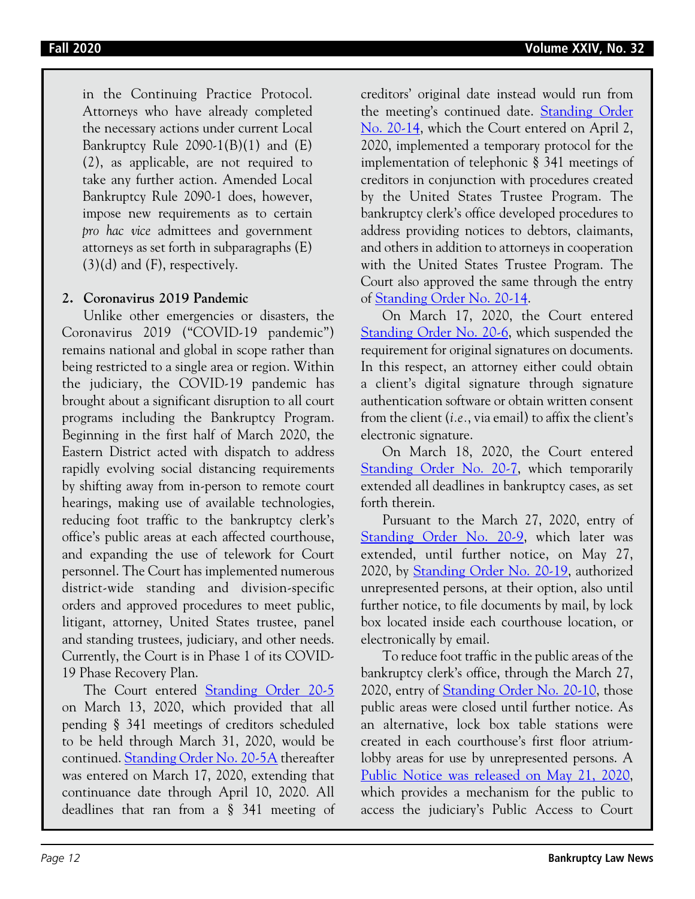in the Continuing Practice Protocol. Attorneys who have already completed the necessary actions under current Local Bankruptcy Rule 2090-1(B)(1) and (E)(2), as applicable, are not required to take any further action. Amended Local Bankruptcy Rule 2090-1 does, however, impose new requirements as to certain *pro hac vice* admittees and government attorneys as set forth in subparagraphs (E)(3)(d) and (F), respectively.

**2. Coronavirus 2019 Pandemic**

Unlike other emergencies or disasters, the Coronavirus 2019 ("COVID-19 pandemic") remains national and global in scope rather than being restricted to a single area or region. Within the judiciary, the COVID-19 pandemic has brought about a significant disruption to all court programs including the Bankruptcy Program. Beginning in the first half of March 2020, the Eastern District acted with dispatch to address rapidly evolving social distancing requirements by shifting away from in-person to remote court hearings, making use of available technologies, reducing foot traffic to the bankruptcy clerk's office's public areas at each affected courthouse, and expanding the use of telework for Court personnel. The Court has implemented numerous district-wide standing and division-specific orders and approved procedures to meet public, litigant, attorney, United States trustee, panel and standing trustees, judiciary, and other needs. Currently, the Court is in Phase 1 of its COVID-19 Phase Recovery Plan.

The Court entered Standing Order 20-5 on March 13, 2020, which provided that all pending § 341 meetings of creditors scheduled to be held through March 31, 2020, would be continued. Standing Order No. 20-5A thereafter was entered on March 17, 2020, extending that continuance date through April 10, 2020. All deadlines that ran from a § 341 meeting of creditors' original date instead would run from the meeting's continued date. Standing Order No. 20-14, which the Court entered on April 2, 2020, implemented a temporary protocol for the implementation of telephonic § 341 meetings of creditors in conjunction with procedures created by the United States Trustee Program. The bankruptcy clerk's office developed procedures to address providing notices to debtors, claimants, and others in addition to attorneys in cooperation with the United States Trustee Program. The Court also approved the same through the entry of Standing Order No. 20-14.

On March 17, 2020, the Court entered Standing Order No. 20-6, which suspended the requirement for original signatures on documents. In this respect, an attorney either could obtain a client's digital signature through signature authentication software or obtain written consent from the client (*i.e.*, via email) to affix the client's electronic signature.

On March 18, 2020, the Court entered Standing Order No. 20-7, which temporarily extended all deadlines in bankruptcy cases, as set forth therein.

Pursuant to the March 27, 2020, entry of Standing Order No. 20-9, which later was extended, until further notice, on May 27, 2020, by Standing Order No. 20-19, authorized unrepresented persons, at their option, also until further notice, to file documents by mail, by lock box located inside each courthouse location, or electronically by email.

To reduce foot traffic in the public areas of the bankruptcy clerk's office, through the March 27, 2020, entry of Standing Order No. 20-10, those public areas were closed until further notice. As an alternative, lock box table stations were created in each courthouse's first floor atrium-lobby areas for use by unrepresented persons. A Public Notice was released on May 21, 2020, which provides a mechanism for the public to access the judiciary's Public Access to Court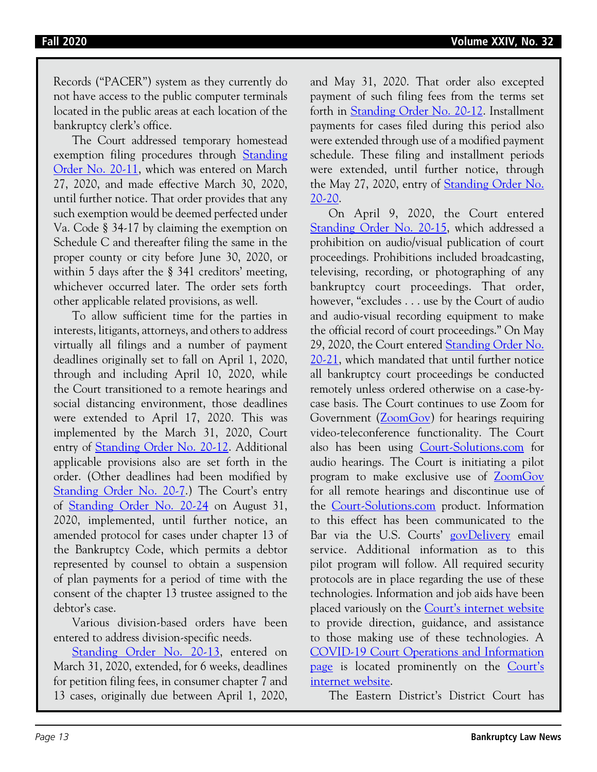Records ("PACER") system as they currently do not have access to the public computer terminals located in the public areas at each location of the bankruptcy clerk's office.

The Court addressed temporary homestead exemption filing procedures through Standing Order No. 20-11, which was entered on March 27, 2020, and made effective March 30, 2020, until further notice. That order provides that any such exemption would be deemed perfected under Va. Code § 34-17 by claiming the exemption on Schedule C and thereafter filing the same in the proper county or city before June 30, 2020, or within 5 days after the § 341 creditors' meeting, whichever occurred later. The order sets forth other applicable related provisions, as well.

To allow sufficient time for the parties in interests, litigants, attorneys, and others to address virtually all filings and a number of payment deadlines originally set to fall on April 1, 2020, through and including April 10, 2020, while the Court transitioned to a remote hearings and social distancing environment, those deadlines were extended to April 17, 2020. This was implemented by the March 31, 2020, Court entry of Standing Order No. 20-12. Additional applicable provisions also are set forth in the order. (Other deadlines had been modified by Standing Order No. 20-7.) The Court's entry of Standing Order No. 20-24 on August 31, 2020, implemented, until further notice, an amended protocol for cases under chapter 13 of the Bankruptcy Code, which permits a debtor represented by counsel to obtain a suspension of plan payments for a period of time with the consent of the chapter 13 trustee assigned to the debtor's case.

Various division-based orders have been entered to address division-specific needs.

Standing Order No. 20-13, entered on March 31, 2020, extended, for 6 weeks, deadlines for petition filing fees, in consumer chapter 7 and 13 cases, originally due between April 1, 2020, and May 31, 2020. That order also excepted payment of such filing fees from the terms set forth in Standing Order No. 20-12. Installment payments for cases filed during this period also were extended through use of a modified payment schedule. These filing and installment periods were extended, until further notice, through the May 27, 2020, entry of Standing Order No. 20-20.

On April 9, 2020, the Court entered Standing Order No. 20-15, which addressed a prohibition on audio/visual publication of court proceedings. Prohibitions included broadcasting, televising, recording, or photographing of any bankruptcy court proceedings. That order, however, "excludes . . . use by the Court of audio and audio-visual recording equipment to make the official record of court proceedings." On May 29, 2020, the Court entered Standing Order No. 20-21, which mandated that until further notice all bankruptcy court proceedings be conducted remotely unless ordered otherwise on a case-by-case basis. The Court continues to use Zoom for Government (ZoomGov) for hearings requiring video-teleconference functionality. The Court also has been using Court-Solutions.com for audio hearings. The Court is initiating a pilot program to make exclusive use of ZoomGov for all remote hearings and discontinue use of the Court-Solutions.com product. Information to this effect has been communicated to the Bar via the U.S. Courts' govDelivery email service. Additional information as to this pilot program will follow. All required security protocols are in place regarding the use of these technologies. Information and job aids have been placed variously on the Court's internet website to provide direction, guidance, and assistance to those making use of these technologies. A COVID-19 Court Operations and Information page is located prominently on the Court's internet website.

The Eastern District's District Court has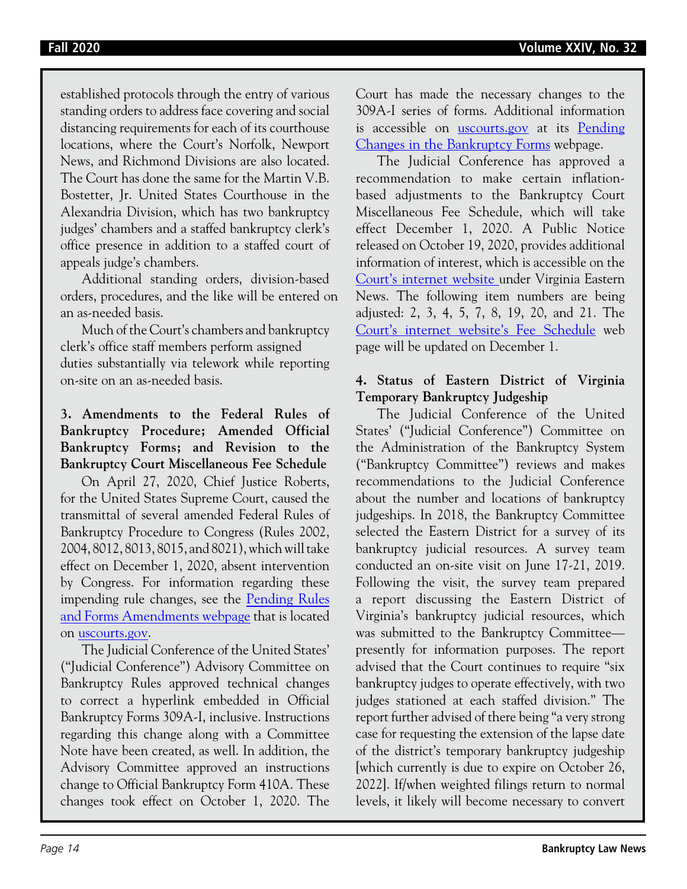established protocols through the entry of various standing orders to address face covering and social distancing requirements for each of its courthouse locations, where the Court's Norfolk, Newport News, and Richmond Divisions are also located. The Court has done the same for the Martin V.B. Bostetter, Jr. United States Courthouse in the Alexandria Division, which has two bankruptcy judges' chambers and a staffed bankruptcy clerk's office presence in addition to a staffed court of appeals judge's chambers.

Additional standing orders, division-based orders, procedures, and the like will be entered on an as-needed basis.

Much of the Court's chambers and bankruptcy clerk's office staff members perform assigned duties substantially via telework while reporting on-site on an as-needed basis.

**3. Amendments to the Federal Rules of Bankruptcy Procedure; Amended Official Bankruptcy Forms; and Revision to the Bankruptcy Court Miscellaneous Fee Schedule**

On April 27, 2020, Chief Justice Roberts, for the United States Supreme Court, caused the transmittal of several amended Federal Rules of Bankruptcy Procedure to Congress (Rules 2002, 2004, 8012, 8013, 8015, and 8021), which will take effect on December 1, 2020, absent intervention by Congress. For information regarding these impending rule changes, see the Pending Rules and Forms Amendments webpage that is located on uscourts.gov.

The Judicial Conference of the United States' ("Judicial Conference") Advisory Committee on Bankruptcy Rules approved technical changes to correct a hyperlink embedded in Official Bankruptcy Forms 309A-I, inclusive. Instructions regarding this change along with a Committee Note have been created, as well. In addition, the Advisory Committee approved an instructions change to Official Bankruptcy Form 410A. These changes took effect on October 1, 2020. The Court has made the necessary changes to the 309A-I series of forms. Additional information is accessible on uscourts.gov at its Pending Changes in the Bankruptcy Forms webpage.

The Judicial Conference has approved a recommendation to make certain inflation-based adjustments to the Bankruptcy Court Miscellaneous Fee Schedule, which will take effect December 1, 2020. A Public Notice released on October 19, 2020, provides additional information of interest, which is accessible on the Court's internet website under Virginia Eastern News. The following item numbers are being adjusted: 2, 3, 4, 5, 7, 8, 19, 20, and 21. The Court's internet website's Fee Schedule web page will be updated on December 1.

**4. Status of Eastern District of Virginia Temporary Bankruptcy Judgeship**

The Judicial Conference of the United States' ("Judicial Conference") Committee on the Administration of the Bankruptcy System ("Bankruptcy Committee") reviews and makes recommendations to the Judicial Conference about the number and locations of bankruptcy judgeships. In 2018, the Bankruptcy Committee selected the Eastern District for a survey of its bankruptcy judicial resources. A survey team conducted an on-site visit on June 17-21, 2019. Following the visit, the survey team prepared a report discussing the Eastern District of Virginia's bankruptcy judicial resources, which was submitted to the Bankruptcy Committee—presently for information purposes. The report advised that the Court continues to require "six bankruptcy judges to operate effectively, with two judges stationed at each staffed division." The report further advised of there being "a very strong case for requesting the extension of the lapse date of the district's temporary bankruptcy judgeship [which currently is due to expire on October 26, 2022]. If/when weighted filings return to normal levels, it likely will become necessary to convert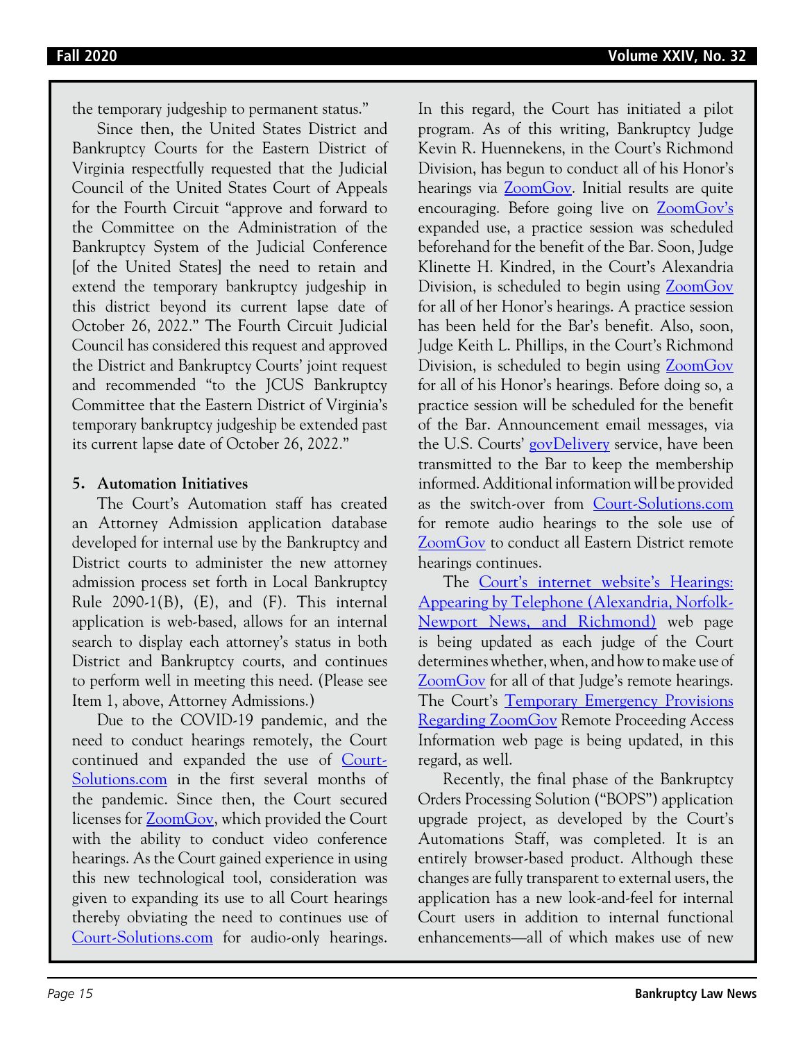the temporary judgeship to permanent status."

Since then, the United States District and Bankruptcy Courts for the Eastern District of Virginia respectfully requested that the Judicial Council of the United States Court of Appeals for the Fourth Circuit "approve and forward to the Committee on the Administration of the Bankruptcy System of the Judicial Conference [of the United States] the need to retain and extend the temporary bankruptcy judgeship in this district beyond its current lapse date of October 26, 2022." The Fourth Circuit Judicial Council has considered this request and approved the District and Bankruptcy Courts' joint request and recommended "to the JCUS Bankruptcy Committee that the Eastern District of Virginia's temporary bankruptcy judgeship be extended past its current lapse date of October 26, 2022."

**5. Automation Initiatives**

The Court's Automation staff has created an Attorney Admission application database developed for internal use by the Bankruptcy and District courts to administer the new attorney admission process set forth in Local Bankruptcy Rule 2090-1(B), (E), and (F). This internal application is web-based, allows for an internal search to display each attorney's status in both District and Bankruptcy courts, and continues to perform well in meeting this need. (Please see Item 1, above, Attorney Admissions.)

Due to the COVID-19 pandemic, and the need to conduct hearings remotely, the Court continued and expanded the use of Court-Solutions.com in the first several months of the pandemic. Since then, the Court secured licenses for ZoomGov, which provided the Court with the ability to conduct video conference hearings. As the Court gained experience in using this new technological tool, consideration was given to expanding its use to all Court hearings thereby obviating the need to continues use of Court-Solutions.com for audio-only hearings. In this regard, the Court has initiated a pilot program. As of this writing, Bankruptcy Judge Kevin R. Huennekens, in the Court's Richmond Division, has begun to conduct all of his Honor's hearings via ZoomGov. Initial results are quite encouraging. Before going live on ZoomGov's expanded use, a practice session was scheduled beforehand for the benefit of the Bar. Soon, Judge Klinette H. Kindred, in the Court's Alexandria Division, is scheduled to begin using ZoomGov for all of her Honor's hearings. A practice session has been held for the Bar's benefit. Also, soon, Judge Keith L. Phillips, in the Court's Richmond Division, is scheduled to begin using ZoomGov for all of his Honor's hearings. Before doing so, a practice session will be scheduled for the benefit of the Bar. Announcement email messages, via the U.S. Courts' govDelivery service, have been transmitted to the Bar to keep the membership informed. Additional information will be provided as the switch-over from Court-Solutions.com for remote audio hearings to the sole use of ZoomGov to conduct all Eastern District remote hearings continues.

The Court's internet website's Hearings: Appearing by Telephone (Alexandria, Norfolk-Newport News, and Richmond) web page is being updated as each judge of the Court determines whether, when, and how to make use of ZoomGov for all of that Judge's remote hearings. The Court's Temporary Emergency Provisions Regarding ZoomGov Remote Proceeding Access Information web page is being updated, in this regard, as well.

Recently, the final phase of the Bankruptcy Orders Processing Solution ("BOPS") application upgrade project, as developed by the Court's Automations Staff, was completed. It is an entirely browser-based product. Although these changes are fully transparent to external users, the application has a new look-and-feel for internal Court users in addition to internal functional enhancements—all of which makes use of new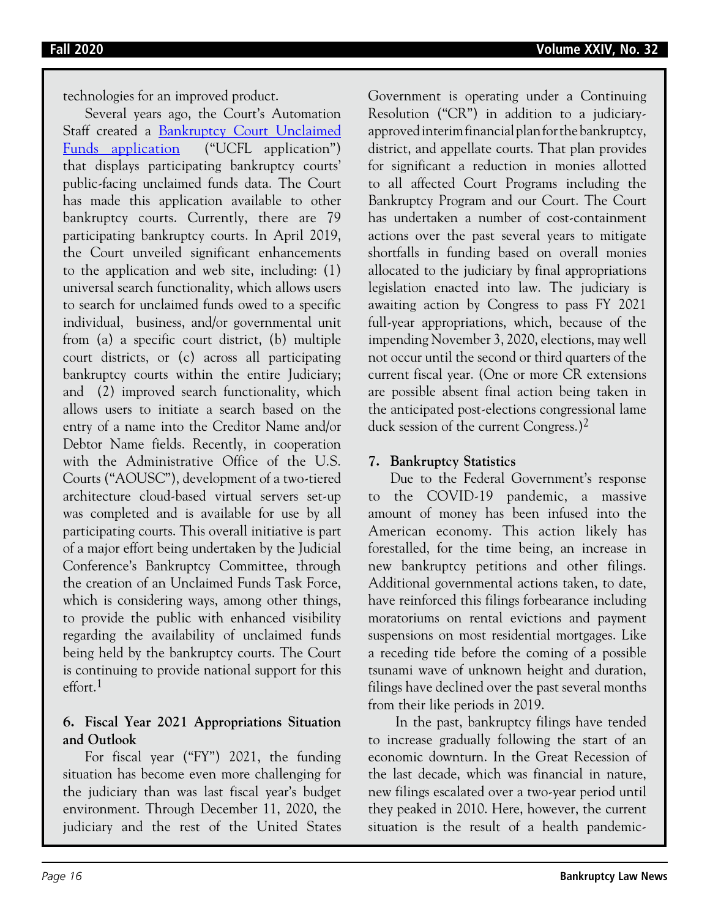technologies for an improved product.

Several years ago, the Court's Automation Staff created a Bankruptcy Court Unclaimed Funds application ("UCFL application") that displays participating bankruptcy courts' public-facing unclaimed funds data. The Court has made this application available to other bankruptcy courts. Currently, there are 79 participating bankruptcy courts. In April 2019, the Court unveiled significant enhancements to the application and web site, including: (1) universal search functionality, which allows users to search for unclaimed funds owed to a specific individual, business, and/or governmental unit from (a) a specific court district, (b) multiple court districts, or (c) across all participating bankruptcy courts within the entire Judiciary; and (2) improved search functionality, which allows users to initiate a search based on the entry of a name into the Creditor Name and/or Debtor Name fields. Recently, in cooperation with the Administrative Office of the U.S. Courts ("AOUSC"), development of a two-tiered architecture cloud-based virtual servers set-up was completed and is available for use by all participating courts. This overall initiative is part of a major effort being undertaken by the Judicial Conference's Bankruptcy Committee, through the creation of an Unclaimed Funds Task Force, which is considering ways, among other things, to provide the public with enhanced visibility regarding the availability of unclaimed funds being held by the bankruptcy courts. The Court is continuing to provide national support for this effort.[1]

### 6. Fiscal Year 2021 Appropriations Situation and Outlook

For fiscal year ("FY") 2021, the funding situation has become even more challenging for the judiciary than was last fiscal year's budget environment. Through December 11, 2020, the judiciary and the rest of the United States Government is operating under a Continuing Resolution ("CR") in addition to a judiciary-approved interim financial plan for the bankruptcy, district, and appellate courts. That plan provides for significant a reduction in monies allotted to all affected Court Programs including the Bankruptcy Program and our Court. The Court has undertaken a number of cost-containment actions over the past several years to mitigate shortfalls in funding based on overall monies allocated to the judiciary by final appropriations legislation enacted into law. The judiciary is awaiting action by Congress to pass FY 2021 full-year appropriations, which, because of the impending November 3, 2020, elections, may well not occur until the second or third quarters of the current fiscal year. (One or more CR extensions are possible absent final action being taken in the anticipated post-elections congressional lame duck session of the current Congress.)[2]

### 7. Bankruptcy Statistics

Due to the Federal Government's response to the COVID-19 pandemic, a massive amount of money has been infused into the American economy. This action likely has forestalled, for the time being, an increase in new bankruptcy petitions and other filings. Additional governmental actions taken, to date, have reinforced this filings forbearance including moratoriums on rental evictions and payment suspensions on most residential mortgages. Like a receding tide before the coming of a possible tsunami wave of unknown height and duration, filings have declined over the past several months from their like periods in 2019.

In the past, bankruptcy filings have tended to increase gradually following the start of an economic downturn. In the Great Recession of the last decade, which was financial in nature, new filings escalated over a two-year period until they peaked in 2010. Here, however, the current situation is the result of a health pandemic-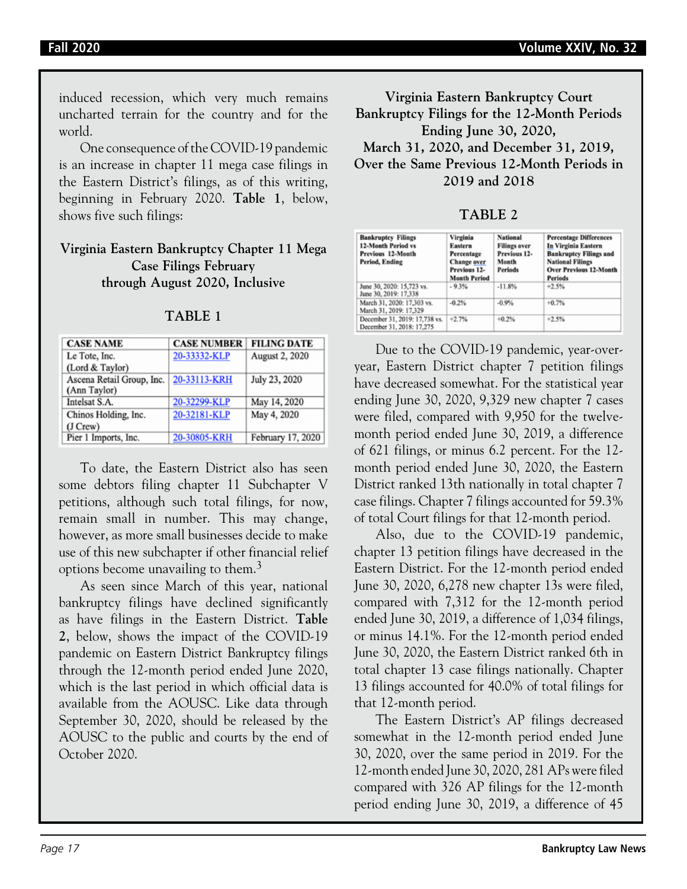induced recession, which very much remains uncharted terrain for the country and for the world.

One consequence of the COVID-19 pandemic is an increase in chapter 11 mega case filings in the Eastern District's filings, as of this writing, beginning in February 2020. **Table 1**, below, shows five such filings:

### Virginia Eastern Bankruptcy Chapter 11 Mega Case Filings February through August 2020, Inclusive

### TABLE 1

| CASE NAME | CASE NUMBER | FILING DATE |
|---|---|---|
| Le Tote, Inc. (Lord & Taylor) | 20-33332-KLP | August 2, 2020 |
| Ascena Retail Group, Inc. (Ann Taylor) | 20-33113-KRH | July 23, 2020 |
| Intelsat S.A. | 20-32299-KLP | May 14, 2020 |
| Chinos Holding, Inc. (J Crew) | 20-32181-KLP | May 4, 2020 |
| Pier 1 Imports, Inc. | 20-30805-KRH | February 17, 2020 |

To date, the Eastern District also has seen some debtors filing chapter 11 Subchapter V petitions, although such total filings, for now, remain small in number. This may change, however, as more small businesses decide to make use of this new subchapter if other financial relief options become unavailing to them.[3]

As seen since March of this year, national bankruptcy filings have declined significantly as have filings in the Eastern District. **Table 2**, below, shows the impact of the COVID-19 pandemic on Eastern District Bankruptcy filings through the 12-month period ended June 2020, which is the last period in which official data is available from the AOUSC. Like data through September 30, 2020, should be released by the AOUSC to the public and courts by the end of October 2020.

### Virginia Eastern Bankruptcy Court Bankruptcy Filings for the 12-Month Periods Ending June 30, 2020, March 31, 2020, and December 31, 2019, Over the Same Previous 12-Month Periods in 2019 and 2018

### TABLE 2

| Bankruptcy Filings 12-Month Period vs Previous 12-Month Period, Ending | Virginia Eastern Percentage Change over Previous 12-Month Period | National Filings over Previous 12-Month Periods | Percentage Differences In Virginia Eastern Bankruptcy Filings and National Filings Over Previous 12-Month Periods |
|---|---|---|---|
| June 30, 2020: 15,723 vs. June 30, 2019: 17,338 | - 9.3% | -11.8% | +2.5% |
| March 31, 2020: 17,303 vs. March 31, 2019: 17,329 | -0.2% | -0.9% | +0.7% |
| December 31, 2019: 17,738 vs. December 31, 2018: 17,275 | +2.7% | +0.2% | +2.5% |

Due to the COVID-19 pandemic, year-over-year, Eastern District chapter 7 petition filings have decreased somewhat. For the statistical year ending June 30, 2020, 9,329 new chapter 7 cases were filed, compared with 9,950 for the twelve-month period ended June 30, 2019, a difference of 621 filings, or minus 6.2 percent. For the 12-month period ended June 30, 2020, the Eastern District ranked 13th nationally in total chapter 7 case filings. Chapter 7 filings accounted for 59.3% of total Court filings for that 12-month period.

Also, due to the COVID-19 pandemic, chapter 13 petition filings have decreased in the Eastern District. For the 12-month period ended June 30, 2020, 6,278 new chapter 13s were filed, compared with 7,312 for the 12-month period ended June 30, 2019, a difference of 1,034 filings, or minus 14.1%. For the 12-month period ended June 30, 2020, the Eastern District ranked 6th in total chapter 13 case filings nationally. Chapter 13 filings accounted for 40.0% of total filings for that 12-month period.

The Eastern District's AP filings decreased somewhat in the 12-month period ended June 30, 2020, over the same period in 2019. For the 12-month ended June 30, 2020, 281 APs were filed compared with 326 AP filings for the 12-month period ending June 30, 2019, a difference of 45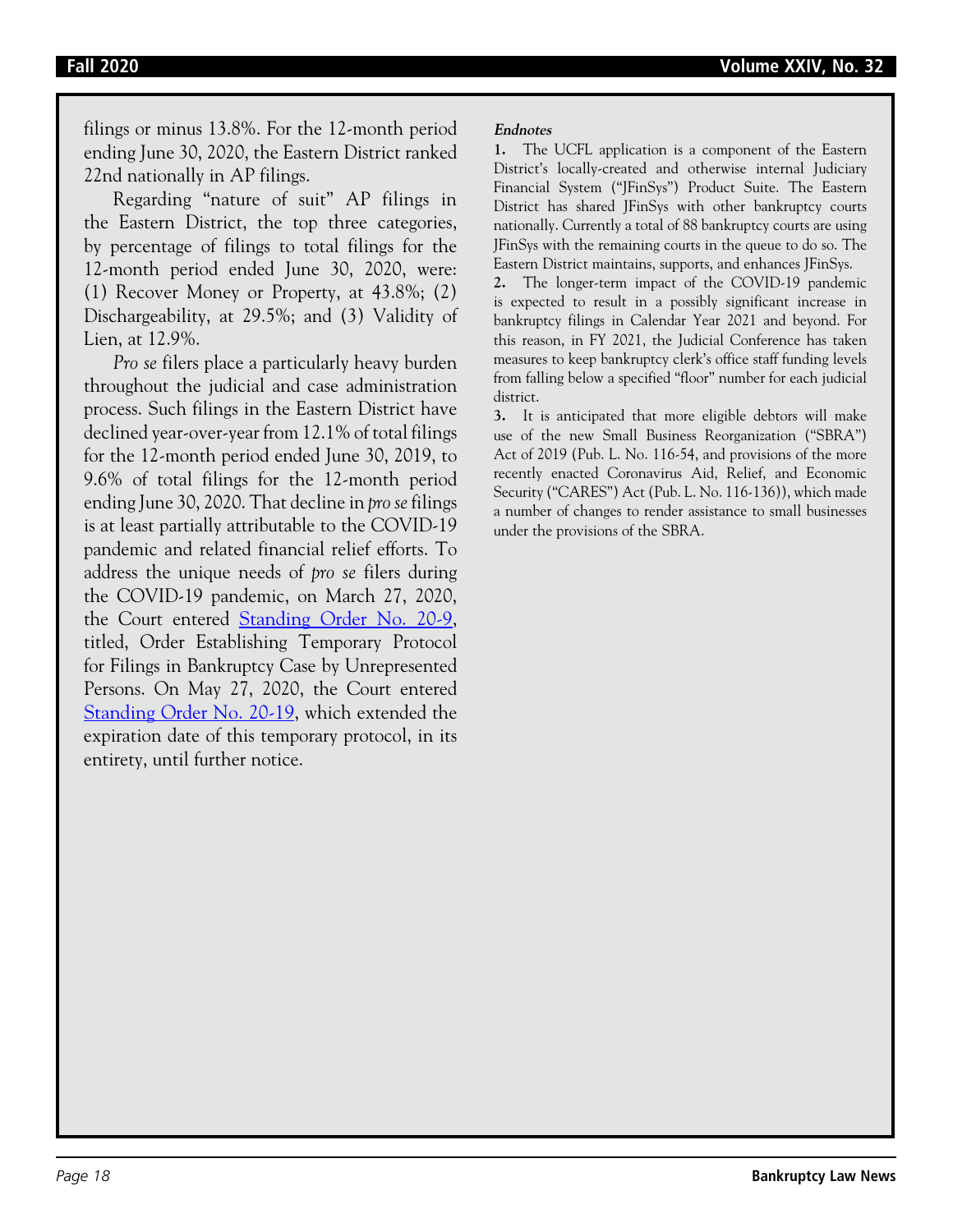filings or minus 13.8%. For the 12-month period ending June 30, 2020, the Eastern District ranked 22nd nationally in AP filings.

Regarding "nature of suit" AP filings in the Eastern District, the top three categories, by percentage of filings to total filings for the 12-month period ended June 30, 2020, were: (1) Recover Money or Property, at 43.8%; (2) Dischargeability, at 29.5%; and (3) Validity of Lien, at 12.9%.

*Pro se* filers place a particularly heavy burden throughout the judicial and case administration process. Such filings in the Eastern District have declined year-over-year from 12.1% of total filings for the 12-month period ended June 30, 2019, to 9.6% of total filings for the 12-month period ending June 30, 2020. That decline in *pro se* filings is at least partially attributable to the COVID-19 pandemic and related financial relief efforts. To address the unique needs of *pro se* filers during the COVID-19 pandemic, on March 27, 2020, the Court entered Standing Order No. 20-9, titled, Order Establishing Temporary Protocol for Filings in Bankruptcy Case by Unrepresented Persons. On May 27, 2020, the Court entered Standing Order No. 20-19, which extended the expiration date of this temporary protocol, in its entirety, until further notice.

***Endnotes***

**1.** The UCFL application is a component of the Eastern District's locally-created and otherwise internal Judiciary Financial System ("JFinSys") Product Suite. The Eastern District has shared JFinSys with other bankruptcy courts nationally. Currently a total of 88 bankruptcy courts are using JFinSys with the remaining courts in the queue to do so. The Eastern District maintains, supports, and enhances JFinSys.

**2.** The longer-term impact of the COVID-19 pandemic is expected to result in a possibly significant increase in bankruptcy filings in Calendar Year 2021 and beyond. For this reason, in FY 2021, the Judicial Conference has taken measures to keep bankruptcy clerk's office staff funding levels from falling below a specified "floor" number for each judicial district.

**3.** It is anticipated that more eligible debtors will make use of the new Small Business Reorganization ("SBRA") Act of 2019 (Pub. L. No. 116-54, and provisions of the more recently enacted Coronavirus Aid, Relief, and Economic Security ("CARES") Act (Pub. L. No. 116-136)), which made a number of changes to render assistance to small businesses under the provisions of the SBRA.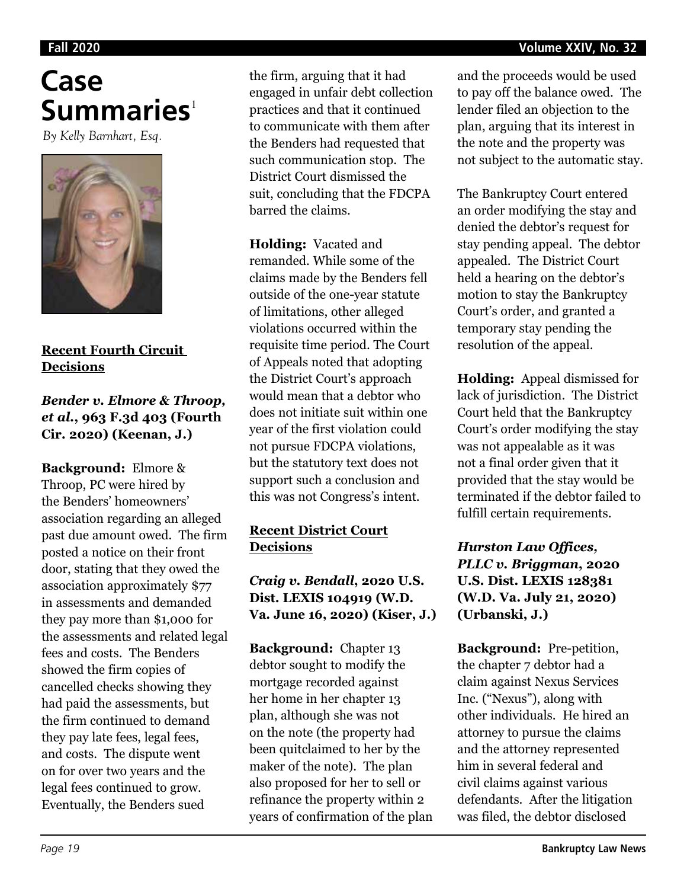# Case Summaries[1]

*By Kelly Barnhart, Esq.*

## Recent Fourth Circuit Decisions

### *Bender v. Elmore & Throop, et al.*, 963 F.3d 403 (Fourth Cir. 2020) (Keenan, J.)

**Background:** Elmore & Throop, PC were hired by the Benders' homeowners' association regarding an alleged past due amount owed. The firm posted a notice on their front door, stating that they owed the association approximately $77 in assessments and demanded they pay more than $1,000 for the assessments and related legal fees and costs. The Benders showed the firm copies of cancelled checks showing they had paid the assessments, but the firm continued to demand they pay late fees, legal fees, and costs. The dispute went on for over two years and the legal fees continued to grow. Eventually, the Benders sued the firm, arguing that it had engaged in unfair debt collection practices and that it continued to communicate with them after the Benders had requested that such communication stop. The District Court dismissed the suit, concluding that the FDCPA barred the claims.

**Holding:** Vacated and remanded. While some of the claims made by the Benders fell outside of the one-year statute of limitations, other alleged violations occurred within the requisite time period. The Court of Appeals noted that adopting the District Court's approach would mean that a debtor who does not initiate suit within one year of the first violation could not pursue FDCPA violations, but the statutory text does not support such a conclusion and this was not Congress's intent.

## Recent District Court Decisions

### *Craig v. Bendall*, 2020 U.S. Dist. LEXIS 104919 (W.D. Va. June 16, 2020) (Kiser, J.)

**Background:** Chapter 13 debtor sought to modify the mortgage recorded against her home in her chapter 13 plan, although she was not on the note (the property had been quitclaimed to her by the maker of the note). The plan also proposed for her to sell or refinance the property within 2 years of confirmation of the plan and the proceeds would be used to pay off the balance owed. The lender filed an objection to the plan, arguing that its interest in the note and the property was not subject to the automatic stay.

The Bankruptcy Court entered an order modifying the stay and denied the debtor's request for stay pending appeal. The debtor appealed. The District Court held a hearing on the debtor's motion to stay the Bankruptcy Court's order, and granted a temporary stay pending the resolution of the appeal.

**Holding:** Appeal dismissed for lack of jurisdiction. The District Court held that the Bankruptcy Court's order modifying the stay was not appealable as it was not a final order given that it provided that the stay would be terminated if the debtor failed to fulfill certain requirements.

### *Hurston Law Offices, PLLC v. Briggman*, 2020 U.S. Dist. LEXIS 128381 (W.D. Va. July 21, 2020) (Urbanski, J.)

**Background:** Pre-petition, the chapter 7 debtor had a claim against Nexus Services Inc. ("Nexus"), along with other individuals. He hired an attorney to pursue the claims and the attorney represented him in several federal and civil claims against various defendants. After the litigation was filed, the debtor disclosed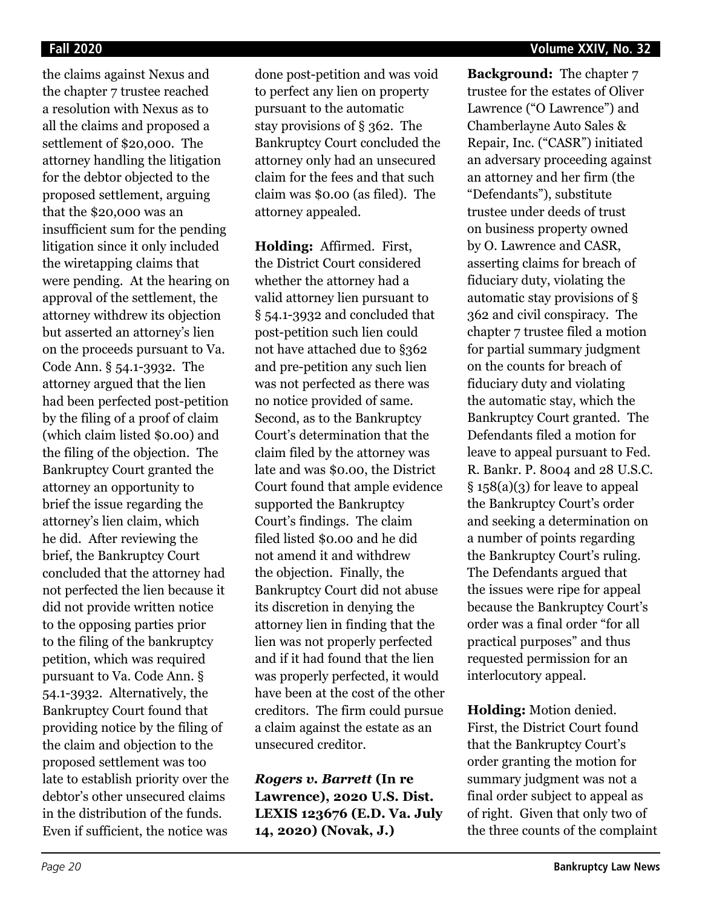the claims against Nexus and the chapter 7 trustee reached a resolution with Nexus as to all the claims and proposed a settlement of $20,000. The attorney handling the litigation for the debtor objected to the proposed settlement, arguing that the $20,000 was an insufficient sum for the pending litigation since it only included the wiretapping claims that were pending. At the hearing on approval of the settlement, the attorney withdrew its objection but asserted an attorney's lien on the proceeds pursuant to Va. Code Ann. § 54.1-3932. The attorney argued that the lien had been perfected post-petition by the filing of a proof of claim (which claim listed $0.00) and the filing of the objection. The Bankruptcy Court granted the attorney an opportunity to brief the issue regarding the attorney's lien claim, which he did. After reviewing the brief, the Bankruptcy Court concluded that the attorney had not perfected the lien because it did not provide written notice to the opposing parties prior to the filing of the bankruptcy petition, which was required pursuant to Va. Code Ann. § 54.1-3932. Alternatively, the Bankruptcy Court found that providing notice by the filing of the claim and objection to the proposed settlement was too late to establish priority over the debtor's other unsecured claims in the distribution of the funds. Even if sufficient, the notice was done post-petition and was void to perfect any lien on property pursuant to the automatic stay provisions of § 362. The Bankruptcy Court concluded the attorney only had an unsecured claim for the fees and that such claim was $0.00 (as filed). The attorney appealed.

**Holding:** Affirmed. First, the District Court considered whether the attorney had a valid attorney lien pursuant to § 54.1-3932 and concluded that post-petition such lien could not have attached due to §362 and pre-petition any such lien was not perfected as there was no notice provided of same. Second, as to the Bankruptcy Court's determination that the claim filed by the attorney was late and was $0.00, the District Court found that ample evidence supported the Bankruptcy Court's findings. The claim filed listed $0.00 and he did not amend it and withdrew the objection. Finally, the Bankruptcy Court did not abuse its discretion in denying the attorney lien in finding that the lien was not properly perfected and if it had found that the lien was properly perfected, it would have been at the cost of the other creditors. The firm could pursue a claim against the estate as an unsecured creditor.

***Rogers v. Barrett* (In re Lawrence), 2020 U.S. Dist. LEXIS 123676 (E.D. Va. July 14, 2020) (Novak, J.)**

**Background:** The chapter 7 trustee for the estates of Oliver Lawrence ("O Lawrence") and Chamberlayne Auto Sales & Repair, Inc. ("CASR") initiated an adversary proceeding against an attorney and her firm (the "Defendants"), substitute trustee under deeds of trust on business property owned by O. Lawrence and CASR, asserting claims for breach of fiduciary duty, violating the automatic stay provisions of § 362 and civil conspiracy. The chapter 7 trustee filed a motion for partial summary judgment on the counts for breach of fiduciary duty and violating the automatic stay, which the Bankruptcy Court granted. The Defendants filed a motion for leave to appeal pursuant to Fed. R. Bankr. P. 8004 and 28 U.S.C. § 158(a)(3) for leave to appeal the Bankruptcy Court's order and seeking a determination on a number of points regarding the Bankruptcy Court's ruling. The Defendants argued that the issues were ripe for appeal because the Bankruptcy Court's order was a final order "for all practical purposes" and thus requested permission for an interlocutory appeal.

**Holding:** Motion denied. First, the District Court found that the Bankruptcy Court's order granting the motion for summary judgment was not a final order subject to appeal as of right. Given that only two of the three counts of the complaint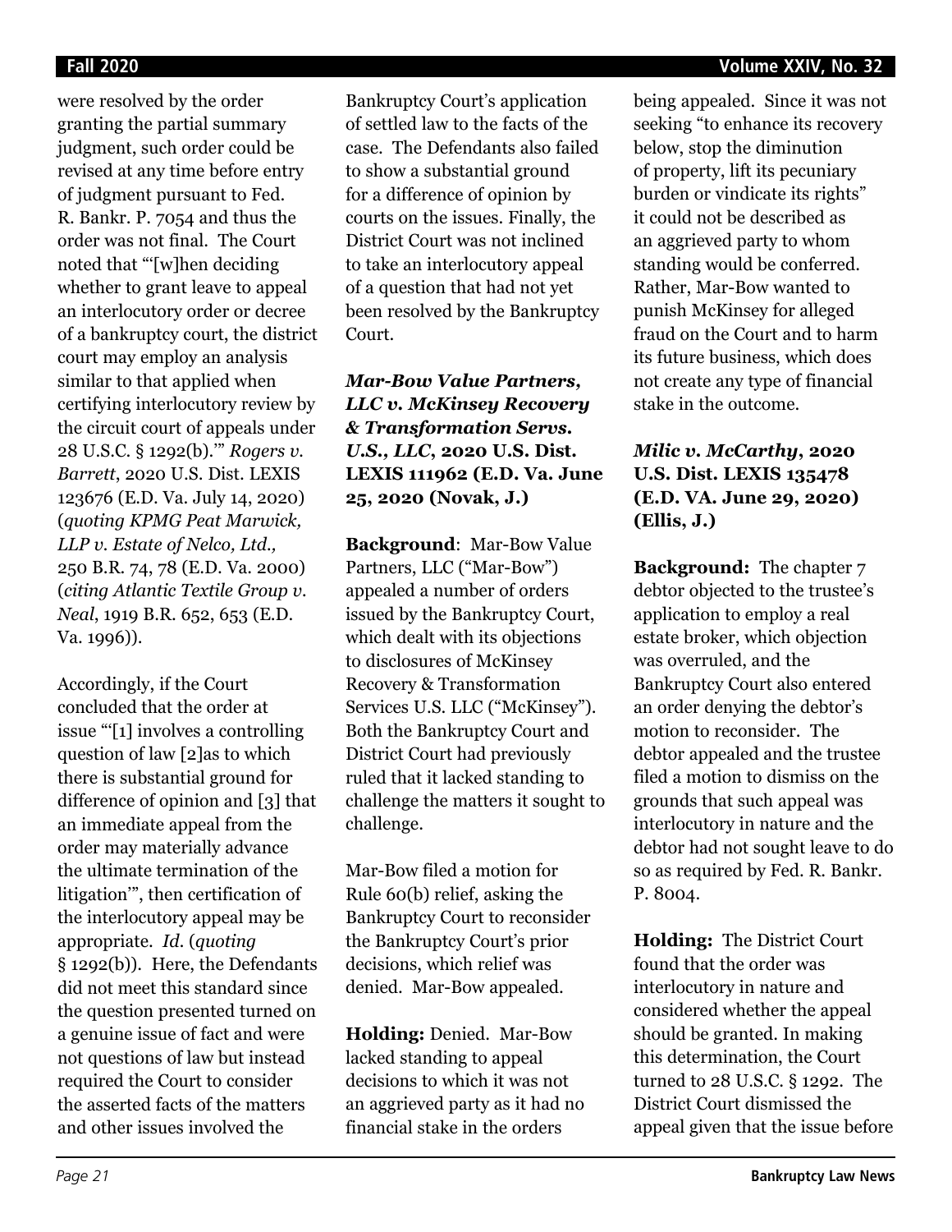were resolved by the order granting the partial summary judgment, such order could be revised at any time before entry of judgment pursuant to Fed. R. Bankr. P. 7054 and thus the order was not final. The Court noted that "'[w]hen deciding whether to grant leave to appeal an interlocutory order or decree of a bankruptcy court, the district court may employ an analysis similar to that applied when certifying interlocutory review by the circuit court of appeals under 28 U.S.C. § 1292(b).'" *Rogers v. Barrett*, 2020 U.S. Dist. LEXIS 123676 (E.D. Va. July 14, 2020) (*quoting KPMG Peat Marwick, LLP v. Estate of Nelco, Ltd.,* 250 B.R. 74, 78 (E.D. Va. 2000) (*citing Atlantic Textile Group v. Neal*, 1919 B.R. 652, 653 (E.D. Va. 1996)).

Accordingly, if the Court concluded that the order at issue "'[1] involves a controlling question of law [2]as to which there is substantial ground for difference of opinion and [3] that an immediate appeal from the order may materially advance the ultimate termination of the litigation'", then certification of the interlocutory appeal may be appropriate. *Id.* (*quoting* § 1292(b)). Here, the Defendants did not meet this standard since the question presented turned on a genuine issue of fact and were not questions of law but instead required the Court to consider the asserted facts of the matters and other issues involved the Bankruptcy Court's application of settled law to the facts of the case. The Defendants also failed to show a substantial ground for a difference of opinion by courts on the issues. Finally, the District Court was not inclined to take an interlocutory appeal of a question that had not yet been resolved by the Bankruptcy Court.

### *Mar-Bow Value Partners, LLC v. McKinsey Recovery & Transformation Servs. U.S., LLC*, 2020 U.S. Dist. LEXIS 111962 (E.D. Va. June 25, 2020 (Novak, J.)

**Background**: Mar-Bow Value Partners, LLC ("Mar-Bow") appealed a number of orders issued by the Bankruptcy Court, which dealt with its objections to disclosures of McKinsey Recovery & Transformation Services U.S. LLC ("McKinsey"). Both the Bankruptcy Court and District Court had previously ruled that it lacked standing to challenge the matters it sought to challenge.

Mar-Bow filed a motion for Rule 60(b) relief, asking the Bankruptcy Court to reconsider the Bankruptcy Court's prior decisions, which relief was denied. Mar-Bow appealed.

**Holding:** Denied. Mar-Bow lacked standing to appeal decisions to which it was not an aggrieved party as it had no financial stake in the orders being appealed. Since it was not seeking "to enhance its recovery below, stop the diminution of property, lift its pecuniary burden or vindicate its rights" it could not be described as an aggrieved party to whom standing would be conferred. Rather, Mar-Bow wanted to punish McKinsey for alleged fraud on the Court and to harm its future business, which does not create any type of financial stake in the outcome.

### *Milic v. McCarthy*, 2020 U.S. Dist. LEXIS 135478 (E.D. VA. June 29, 2020) (Ellis, J.)

**Background:** The chapter 7 debtor objected to the trustee's application to employ a real estate broker, which objection was overruled, and the Bankruptcy Court also entered an order denying the debtor's motion to reconsider. The debtor appealed and the trustee filed a motion to dismiss on the grounds that such appeal was interlocutory in nature and the debtor had not sought leave to do so as required by Fed. R. Bankr. P. 8004.

**Holding:** The District Court found that the order was interlocutory in nature and considered whether the appeal should be granted. In making this determination, the Court turned to 28 U.S.C. § 1292. The District Court dismissed the appeal given that the issue before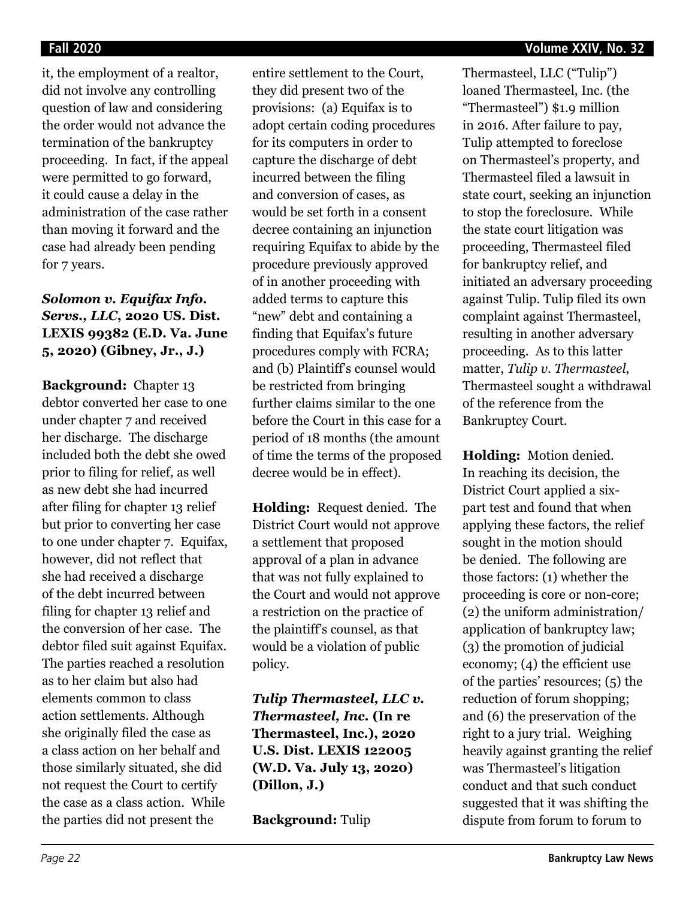it, the employment of a realtor, did not involve any controlling question of law and considering the order would not advance the termination of the bankruptcy proceeding. In fact, if the appeal were permitted to go forward, it could cause a delay in the administration of the case rather than moving it forward and the case had already been pending for 7 years.

***Solomon v. Equifax Info. Servs., LLC*, 2020 US. Dist. LEXIS 99382 (E.D. Va. June 5, 2020) (Gibney, Jr., J.)**

**Background:** Chapter 13 debtor converted her case to one under chapter 7 and received her discharge. The discharge included both the debt she owed prior to filing for relief, as well as new debt she had incurred after filing for chapter 13 relief but prior to converting her case to one under chapter 7. Equifax, however, did not reflect that she had received a discharge of the debt incurred between filing for chapter 13 relief and the conversion of her case. The debtor filed suit against Equifax. The parties reached a resolution as to her claim but also had elements common to class action settlements. Although she originally filed the case as a class action on her behalf and those similarly situated, she did not request the Court to certify the case as a class action. While the parties did not present the entire settlement to the Court, they did present two of the provisions: (a) Equifax is to adopt certain coding procedures for its computers in order to capture the discharge of debt incurred between the filing and conversion of cases, as would be set forth in a consent decree containing an injunction requiring Equifax to abide by the procedure previously approved of in another proceeding with added terms to capture this "new" debt and containing a finding that Equifax's future procedures comply with FCRA; and (b) Plaintiff's counsel would be restricted from bringing further claims similar to the one before the Court in this case for a period of 18 months (the amount of time the terms of the proposed decree would be in effect).

**Holding:** Request denied. The District Court would not approve a settlement that proposed approval of a plan in advance that was not fully explained to the Court and would not approve a restriction on the practice of the plaintiff's counsel, as that would be a violation of public policy.

***Tulip Thermasteel, LLC v. Thermasteel, Inc.* (In re Thermasteel, Inc.), 2020 U.S. Dist. LEXIS 122005 (W.D. Va. July 13, 2020) (Dillon, J.)**

**Background:** Tulip Thermasteel, LLC ("Tulip") loaned Thermasteel, Inc. (the "Thermasteel") $1.9 million in 2016. After failure to pay, Tulip attempted to foreclose on Thermasteel's property, and Thermasteel filed a lawsuit in state court, seeking an injunction to stop the foreclosure. While the state court litigation was proceeding, Thermasteel filed for bankruptcy relief, and initiated an adversary proceeding against Tulip. Tulip filed its own complaint against Thermasteel, resulting in another adversary proceeding. As to this latter matter, *Tulip v. Thermasteel*, Thermasteel sought a withdrawal of the reference from the Bankruptcy Court.

**Holding:** Motion denied. In reaching its decision, the District Court applied a six-part test and found that when applying these factors, the relief sought in the motion should be denied. The following are those factors: (1) whether the proceeding is core or non-core; (2) the uniform administration/ application of bankruptcy law; (3) the promotion of judicial economy; (4) the efficient use of the parties' resources; (5) the reduction of forum shopping; and (6) the preservation of the right to a jury trial. Weighing heavily against granting the relief was Thermasteel's litigation conduct and that such conduct suggested that it was shifting the dispute from forum to forum to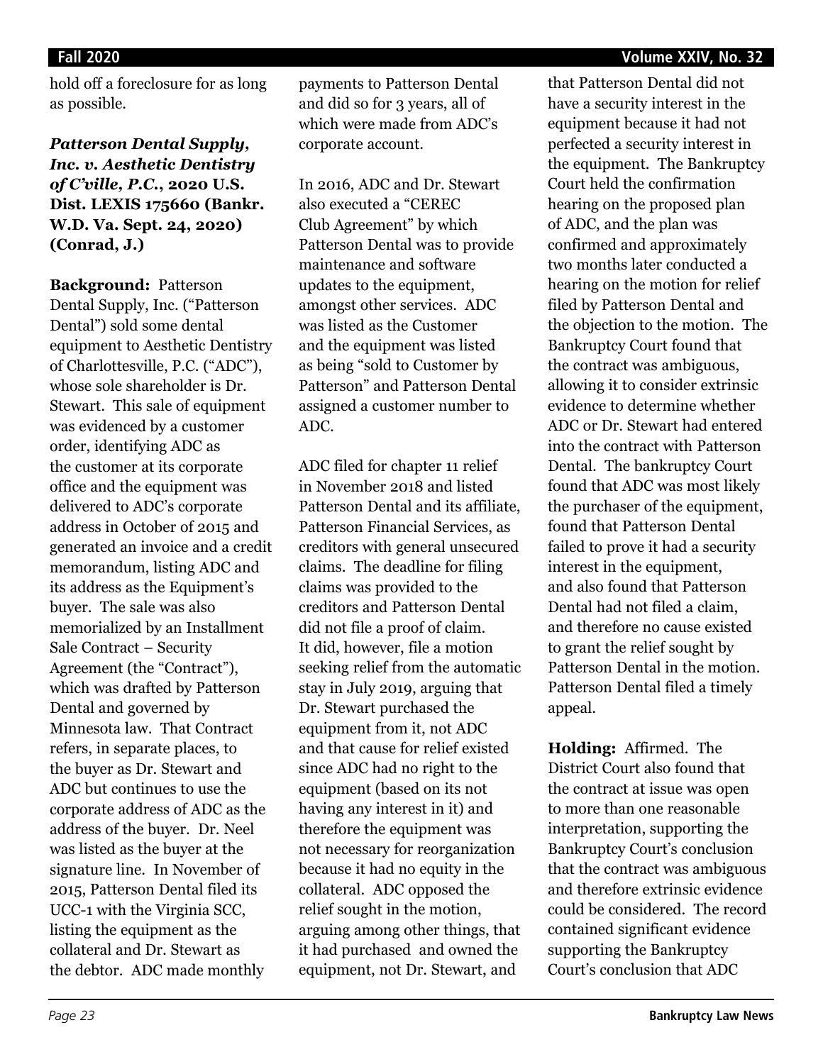hold off a foreclosure for as long as possible.

***Patterson Dental Supply, Inc. v. Aesthetic Dentistry of C'ville, P.C.*, 2020 U.S. Dist. LEXIS 175660 (Bankr. W.D. Va. Sept. 24, 2020) (Conrad, J.)**

**Background:** Patterson Dental Supply, Inc. ("Patterson Dental") sold some dental equipment to Aesthetic Dentistry of Charlottesville, P.C. ("ADC"), whose sole shareholder is Dr. Stewart. This sale of equipment was evidenced by a customer order, identifying ADC as the customer at its corporate office and the equipment was delivered to ADC's corporate address in October of 2015 and generated an invoice and a credit memorandum, listing ADC and its address as the Equipment's buyer. The sale was also memorialized by an Installment Sale Contract – Security Agreement (the "Contract"), which was drafted by Patterson Dental and governed by Minnesota law. That Contract refers, in separate places, to the buyer as Dr. Stewart and ADC but continues to use the corporate address of ADC as the address of the buyer. Dr. Neel was listed as the buyer at the signature line. In November of 2015, Patterson Dental filed its UCC-1 with the Virginia SCC, listing the equipment as the collateral and Dr. Stewart as the debtor. ADC made monthly payments to Patterson Dental and did so for 3 years, all of which were made from ADC's corporate account.

In 2016, ADC and Dr. Stewart also executed a "CEREC Club Agreement" by which Patterson Dental was to provide maintenance and software updates to the equipment, amongst other services. ADC was listed as the Customer and the equipment was listed as being "sold to Customer by Patterson" and Patterson Dental assigned a customer number to ADC.

ADC filed for chapter 11 relief in November 2018 and listed Patterson Dental and its affiliate, Patterson Financial Services, as creditors with general unsecured claims. The deadline for filing claims was provided to the creditors and Patterson Dental did not file a proof of claim. It did, however, file a motion seeking relief from the automatic stay in July 2019, arguing that Dr. Stewart purchased the equipment from it, not ADC and that cause for relief existed since ADC had no right to the equipment (based on its not having any interest in it) and therefore the equipment was not necessary for reorganization because it had no equity in the collateral. ADC opposed the relief sought in the motion, arguing among other things, that it had purchased and owned the equipment, not Dr. Stewart, and that Patterson Dental did not have a security interest in the equipment because it had not perfected a security interest in the equipment. The Bankruptcy Court held the confirmation hearing on the proposed plan of ADC, and the plan was confirmed and approximately two months later conducted a hearing on the motion for relief filed by Patterson Dental and the objection to the motion. The Bankruptcy Court found that the contract was ambiguous, allowing it to consider extrinsic evidence to determine whether ADC or Dr. Stewart had entered into the contract with Patterson Dental. The bankruptcy Court found that ADC was most likely the purchaser of the equipment, found that Patterson Dental failed to prove it had a security interest in the equipment, and also found that Patterson Dental had not filed a claim, and therefore no cause existed to grant the relief sought by Patterson Dental in the motion. Patterson Dental filed a timely appeal.

**Holding:** Affirmed. The District Court also found that the contract at issue was open to more than one reasonable interpretation, supporting the Bankruptcy Court's conclusion that the contract was ambiguous and therefore extrinsic evidence could be considered. The record contained significant evidence supporting the Bankruptcy Court's conclusion that ADC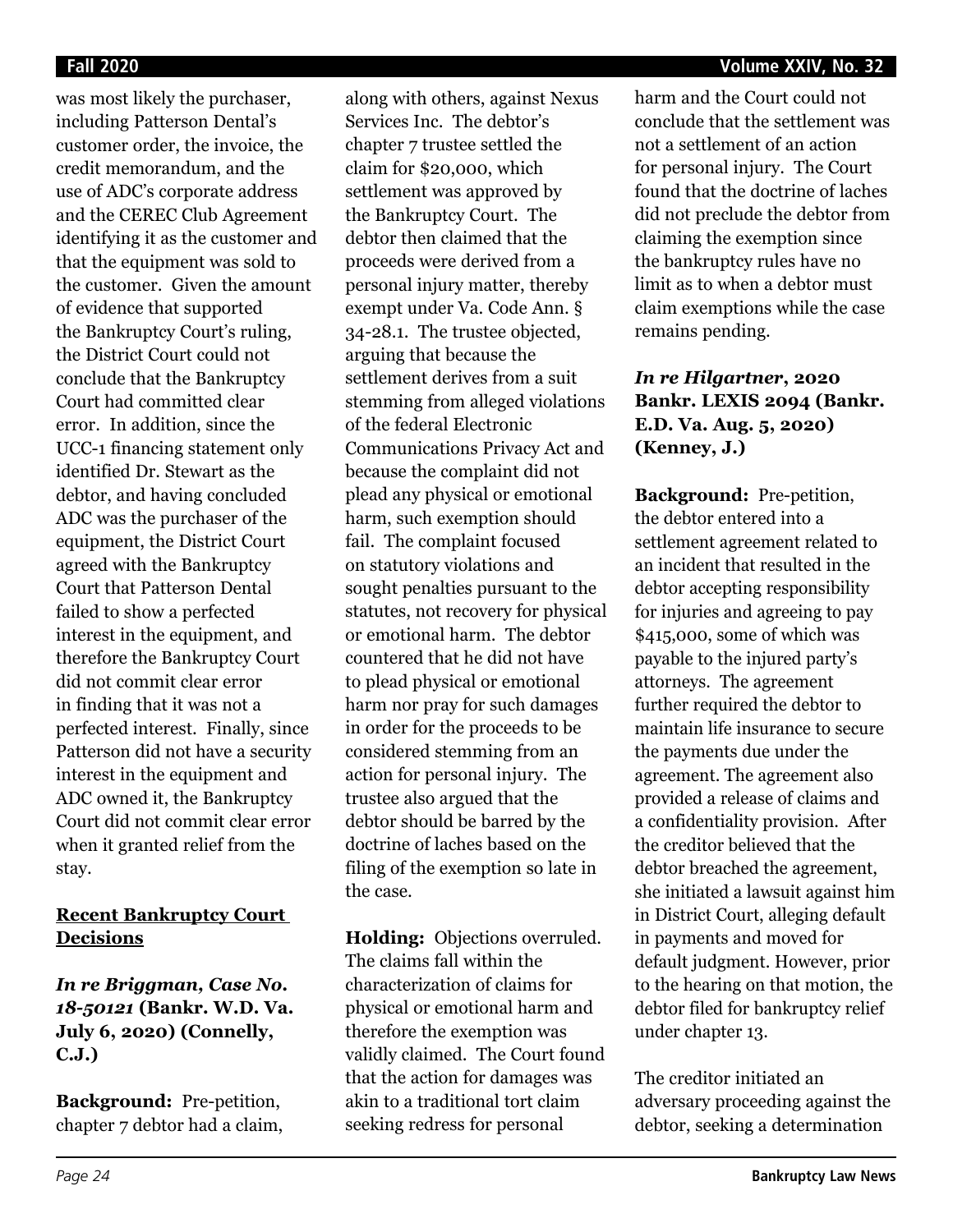was most likely the purchaser, including Patterson Dental's customer order, the invoice, the credit memorandum, and the use of ADC's corporate address and the CEREC Club Agreement identifying it as the customer and that the equipment was sold to the customer. Given the amount of evidence that supported the Bankruptcy Court's ruling, the District Court could not conclude that the Bankruptcy Court had committed clear error. In addition, since the UCC-1 financing statement only identified Dr. Stewart as the debtor, and having concluded ADC was the purchaser of the equipment, the District Court agreed with the Bankruptcy Court that Patterson Dental failed to show a perfected interest in the equipment, and therefore the Bankruptcy Court did not commit clear error in finding that it was not a perfected interest. Finally, since Patterson did not have a security interest in the equipment and ADC owned it, the Bankruptcy Court did not commit clear error when it granted relief from the stay.

## Recent Bankruptcy Court Decisions

### *In re Briggman, Case No. 18-50121* (Bankr. W.D. Va. July 6, 2020) (Connelly, C.J.)

**Background:** Pre-petition, chapter 7 debtor had a claim, along with others, against Nexus Services Inc. The debtor's chapter 7 trustee settled the claim for $20,000, which settlement was approved by the Bankruptcy Court. The debtor then claimed that the proceeds were derived from a personal injury matter, thereby exempt under Va. Code Ann. § 34-28.1. The trustee objected, arguing that because the settlement derives from a suit stemming from alleged violations of the federal Electronic Communications Privacy Act and because the complaint did not plead any physical or emotional harm, such exemption should fail. The complaint focused on statutory violations and sought penalties pursuant to the statutes, not recovery for physical or emotional harm. The debtor countered that he did not have to plead physical or emotional harm nor pray for such damages in order for the proceeds to be considered stemming from an action for personal injury. The trustee also argued that the debtor should be barred by the doctrine of laches based on the filing of the exemption so late in the case.

**Holding:** Objections overruled. The claims fall within the characterization of claims for physical or emotional harm and therefore the exemption was validly claimed. The Court found that the action for damages was akin to a traditional tort claim seeking redress for personal harm and the Court could not conclude that the settlement was not a settlement of an action for personal injury. The Court found that the doctrine of laches did not preclude the debtor from claiming the exemption since the bankruptcy rules have no limit as to when a debtor must claim exemptions while the case remains pending.

### *In re Hilgartner*, 2020 Bankr. LEXIS 2094 (Bankr. E.D. Va. Aug. 5, 2020) (Kenney, J.)

**Background:** Pre-petition, the debtor entered into a settlement agreement related to an incident that resulted in the debtor accepting responsibility for injuries and agreeing to pay $415,000, some of which was payable to the injured party's attorneys. The agreement further required the debtor to maintain life insurance to secure the payments due under the agreement. The agreement also provided a release of claims and a confidentiality provision. After the creditor believed that the debtor breached the agreement, she initiated a lawsuit against him in District Court, alleging default in payments and moved for default judgment. However, prior to the hearing on that motion, the debtor filed for bankruptcy relief under chapter 13.

The creditor initiated an adversary proceeding against the debtor, seeking a determination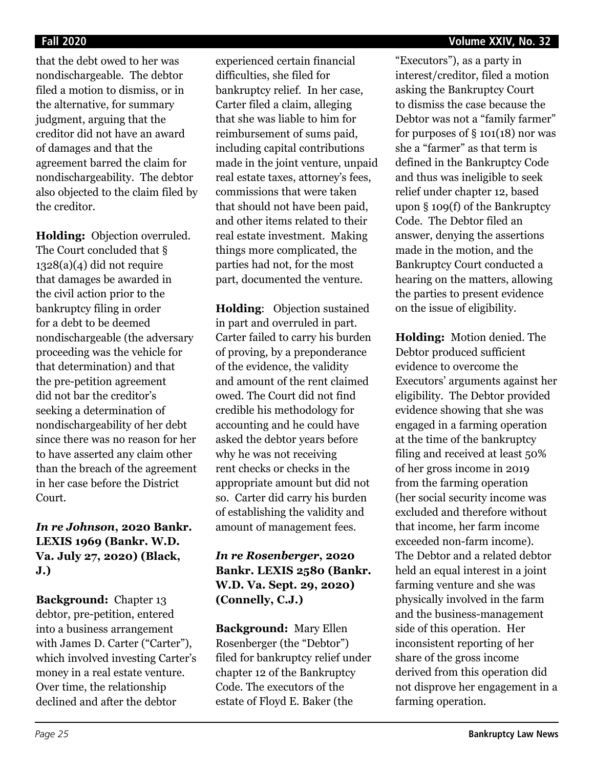that the debt owed to her was nondischargeable. The debtor filed a motion to dismiss, or in the alternative, for summary judgment, arguing that the creditor did not have an award of damages and that the agreement barred the claim for nondischargeability. The debtor also objected to the claim filed by the creditor.

**Holding:** Objection overruled. The Court concluded that § 1328(a)(4) did not require that damages be awarded in the civil action prior to the bankruptcy filing in order for a debt to be deemed nondischargeable (the adversary proceeding was the vehicle for that determination) and that the pre-petition agreement did not bar the creditor's seeking a determination of nondischargeability of her debt since there was no reason for her to have asserted any claim other than the breach of the agreement in her case before the District Court.

***In re Johnson*, 2020 Bankr. LEXIS 1969 (Bankr. W.D. Va. July 27, 2020) (Black, J.)**

**Background:** Chapter 13 debtor, pre-petition, entered into a business arrangement with James D. Carter ("Carter"), which involved investing Carter's money in a real estate venture. Over time, the relationship declined and after the debtor experienced certain financial difficulties, she filed for bankruptcy relief. In her case, Carter filed a claim, alleging that she was liable to him for reimbursement of sums paid, including capital contributions made in the joint venture, unpaid real estate taxes, attorney's fees, commissions that were taken that should not have been paid, and other items related to their real estate investment. Making things more complicated, the parties had not, for the most part, documented the venture.

**Holding**: Objection sustained in part and overruled in part. Carter failed to carry his burden of proving, by a preponderance of the evidence, the validity and amount of the rent claimed owed. The Court did not find credible his methodology for accounting and he could have asked the debtor years before why he was not receiving rent checks or checks in the appropriate amount but did not so. Carter did carry his burden of establishing the validity and amount of management fees.

***In re Rosenberger*, 2020 Bankr. LEXIS 2580 (Bankr. W.D. Va. Sept. 29, 2020) (Connelly, C.J.)**

**Background:** Mary Ellen Rosenberger (the "Debtor") filed for bankruptcy relief under chapter 12 of the Bankruptcy Code. The executors of the estate of Floyd E. Baker (the "Executors"), as a party in interest/creditor, filed a motion asking the Bankruptcy Court to dismiss the case because the Debtor was not a "family farmer" for purposes of § 101(18) nor was she a "farmer" as that term is defined in the Bankruptcy Code and thus was ineligible to seek relief under chapter 12, based upon § 109(f) of the Bankruptcy Code. The Debtor filed an answer, denying the assertions made in the motion, and the Bankruptcy Court conducted a hearing on the matters, allowing the parties to present evidence on the issue of eligibility.

**Holding:** Motion denied. The Debtor produced sufficient evidence to overcome the Executors' arguments against her eligibility. The Debtor provided evidence showing that she was engaged in a farming operation at the time of the bankruptcy filing and received at least 50% of her gross income in 2019 from the farming operation (her social security income was excluded and therefore without that income, her farm income exceeded non-farm income). The Debtor and a related debtor held an equal interest in a joint farming venture and she was physically involved in the farm and the business-management side of this operation. Her inconsistent reporting of her share of the gross income derived from this operation did not disprove her engagement in a farming operation.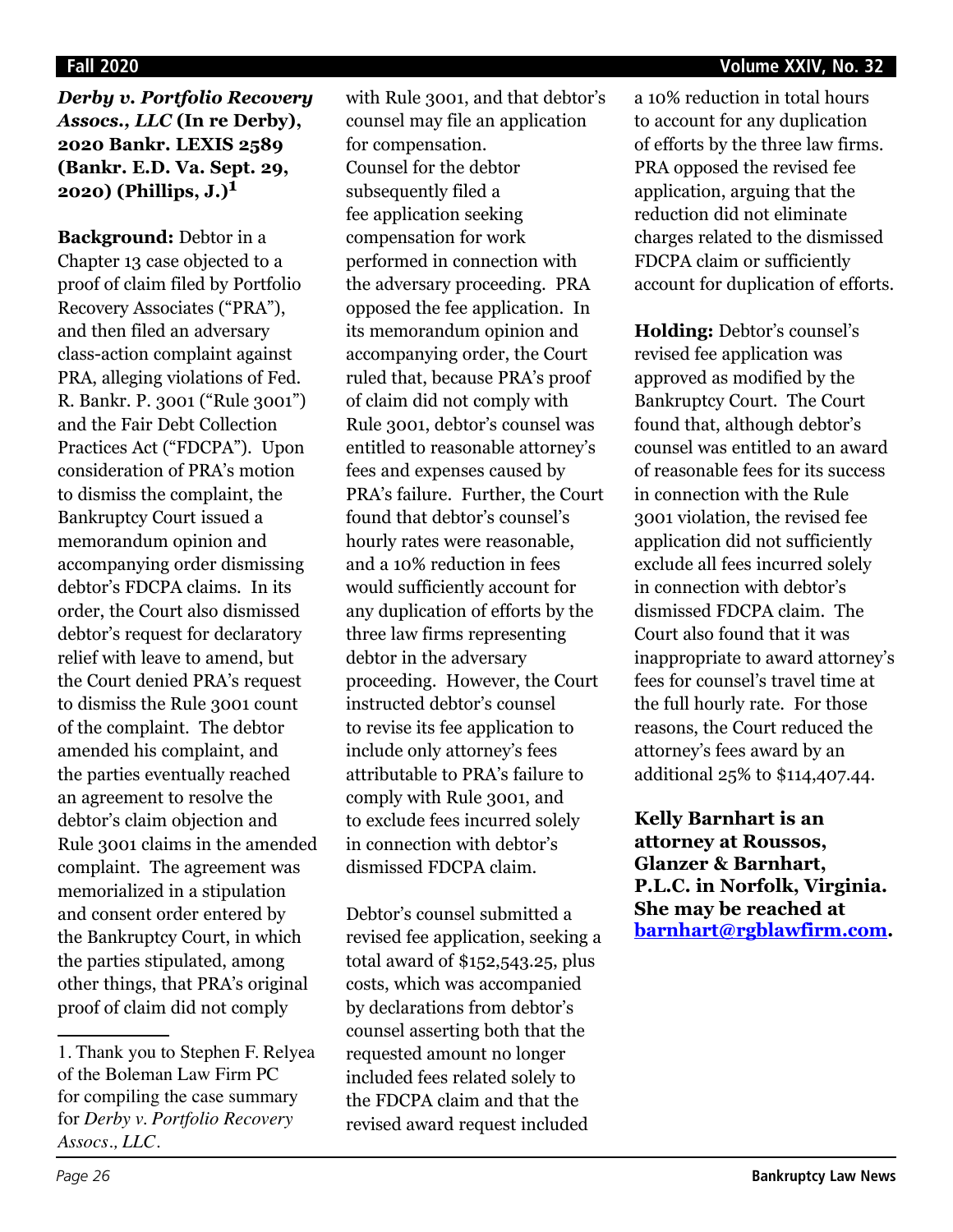***Derby v. Portfolio Recovery Assocs., LLC* (In re Derby), 2020 Bankr. LEXIS 2589 (Bankr. E.D. Va. Sept. 29, 2020) (Phillips, J.)[1]**

**Background:** Debtor in a Chapter 13 case objected to a proof of claim filed by Portfolio Recovery Associates ("PRA"), and then filed an adversary class-action complaint against PRA, alleging violations of Fed. R. Bankr. P. 3001 ("Rule 3001") and the Fair Debt Collection Practices Act ("FDCPA"). Upon consideration of PRA's motion to dismiss the complaint, the Bankruptcy Court issued a memorandum opinion and accompanying order dismissing debtor's FDCPA claims. In its order, the Court also dismissed debtor's request for declaratory relief with leave to amend, but the Court denied PRA's request to dismiss the Rule 3001 count of the complaint. The debtor amended his complaint, and the parties eventually reached an agreement to resolve the debtor's claim objection and Rule 3001 claims in the amended complaint. The agreement was memorialized in a stipulation and consent order entered by the Bankruptcy Court, in which the parties stipulated, among other things, that PRA's original proof of claim did not comply with Rule 3001, and that debtor's counsel may file an application for compensation. Counsel for the debtor subsequently filed a fee application seeking compensation for work performed in connection with the adversary proceeding. PRA opposed the fee application. In its memorandum opinion and accompanying order, the Court ruled that, because PRA's proof of claim did not comply with Rule 3001, debtor's counsel was entitled to reasonable attorney's fees and expenses caused by PRA's failure. Further, the Court found that debtor's counsel's hourly rates were reasonable, and a 10% reduction in fees would sufficiently account for any duplication of efforts by the three law firms representing debtor in the adversary proceeding. However, the Court instructed debtor's counsel to revise its fee application to include only attorney's fees attributable to PRA's failure to comply with Rule 3001, and to exclude fees incurred solely in connection with debtor's dismissed FDCPA claim.

Debtor's counsel submitted a revised fee application, seeking a total award of $152,543.25, plus costs, which was accompanied by declarations from debtor's counsel asserting both that the requested amount no longer included fees related solely to the FDCPA claim and that the revised award request included a 10% reduction in total hours to account for any duplication of efforts by the three law firms. PRA opposed the revised fee application, arguing that the reduction did not eliminate charges related to the dismissed FDCPA claim or sufficiently account for duplication of efforts.

**Holding:** Debtor's counsel's revised fee application was approved as modified by the Bankruptcy Court. The Court found that, although debtor's counsel was entitled to an award of reasonable fees for its success in connection with the Rule 3001 violation, the revised fee application did not sufficiently exclude all fees incurred solely in connection with debtor's dismissed FDCPA claim. The Court also found that it was inappropriate to award attorney's fees for counsel's travel time at the full hourly rate. For those reasons, the Court reduced the attorney's fees award by an additional 25% to $114,407.44.

**Kelly Barnhart is an attorney at Roussos, Glanzer & Barnhart, P.L.C. in Norfolk, Virginia. She may be reached at [barnhart@rgblawfirm.com](mailto:barnhart@rgblawfirm.com).**

---

1. Thank you to Stephen F. Relyea of the Boleman Law Firm PC for compiling the case summary for *Derby v. Portfolio Recovery Assocs., LLC*.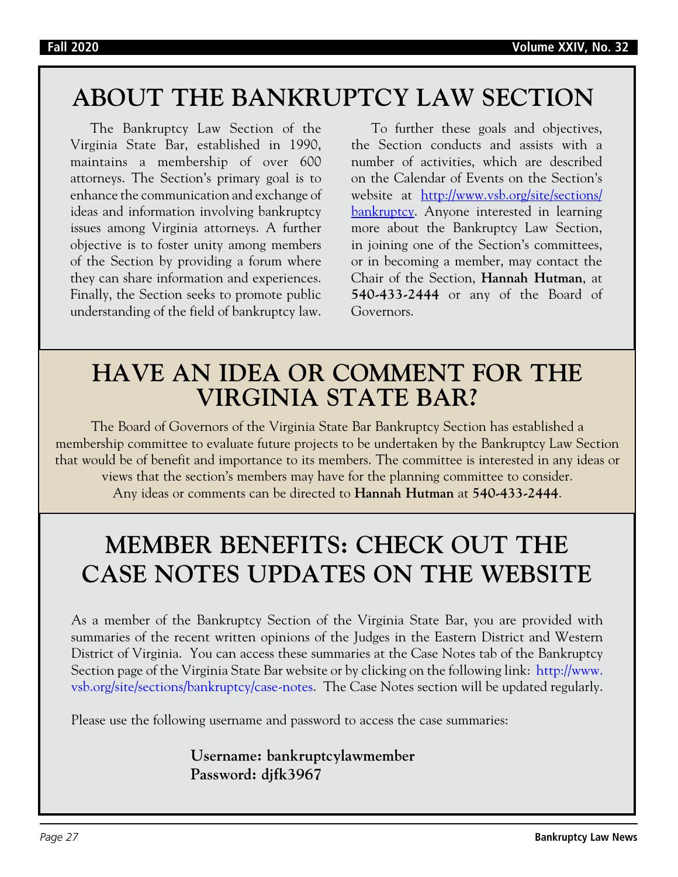# ABOUT THE BANKRUPTCY LAW SECTION

The Bankruptcy Law Section of the Virginia State Bar, established in 1990, maintains a membership of over 600 attorneys. The Section's primary goal is to enhance the communication and exchange of ideas and information involving bankruptcy issues among Virginia attorneys. A further objective is to foster unity among members of the Section by providing a forum where they can share information and experiences. Finally, the Section seeks to promote public understanding of the field of bankruptcy law.

To further these goals and objectives, the Section conducts and assists with a number of activities, which are described on the Calendar of Events on the Section's website at [http://www.vsb.org/site/sections/bankruptcy](http://www.vsb.org/site/sections/bankruptcy). Anyone interested in learning more about the Bankruptcy Law Section, in joining one of the Section's committees, or in becoming a member, may contact the Chair of the Section, **Hannah Hutman**, at **540-433-2444** or any of the Board of Governors.

# HAVE AN IDEA OR COMMENT FOR THE VIRGINIA STATE BAR?

The Board of Governors of the Virginia State Bar Bankruptcy Section has established a membership committee to evaluate future projects to be undertaken by the Bankruptcy Law Section that would be of benefit and importance to its members. The committee is interested in any ideas or views that the section's members may have for the planning committee to consider. Any ideas or comments can be directed to **Hannah Hutman** at **540-433-2444**.

# MEMBER BENEFITS: CHECK OUT THE CASE NOTES UPDATES ON THE WEBSITE

As a member of the Bankruptcy Section of the Virginia State Bar, you are provided with summaries of the recent written opinions of the Judges in the Eastern District and Western District of Virginia. You can access these summaries at the Case Notes tab of the Bankruptcy Section page of the Virginia State Bar website or by clicking on the following link: http://www.vsb.org/site/sections/bankruptcy/case-notes. The Case Notes section will be updated regularly.

Please use the following username and password to access the case summaries:

**Username: bankruptcylawmember**
**Password: djfk3967**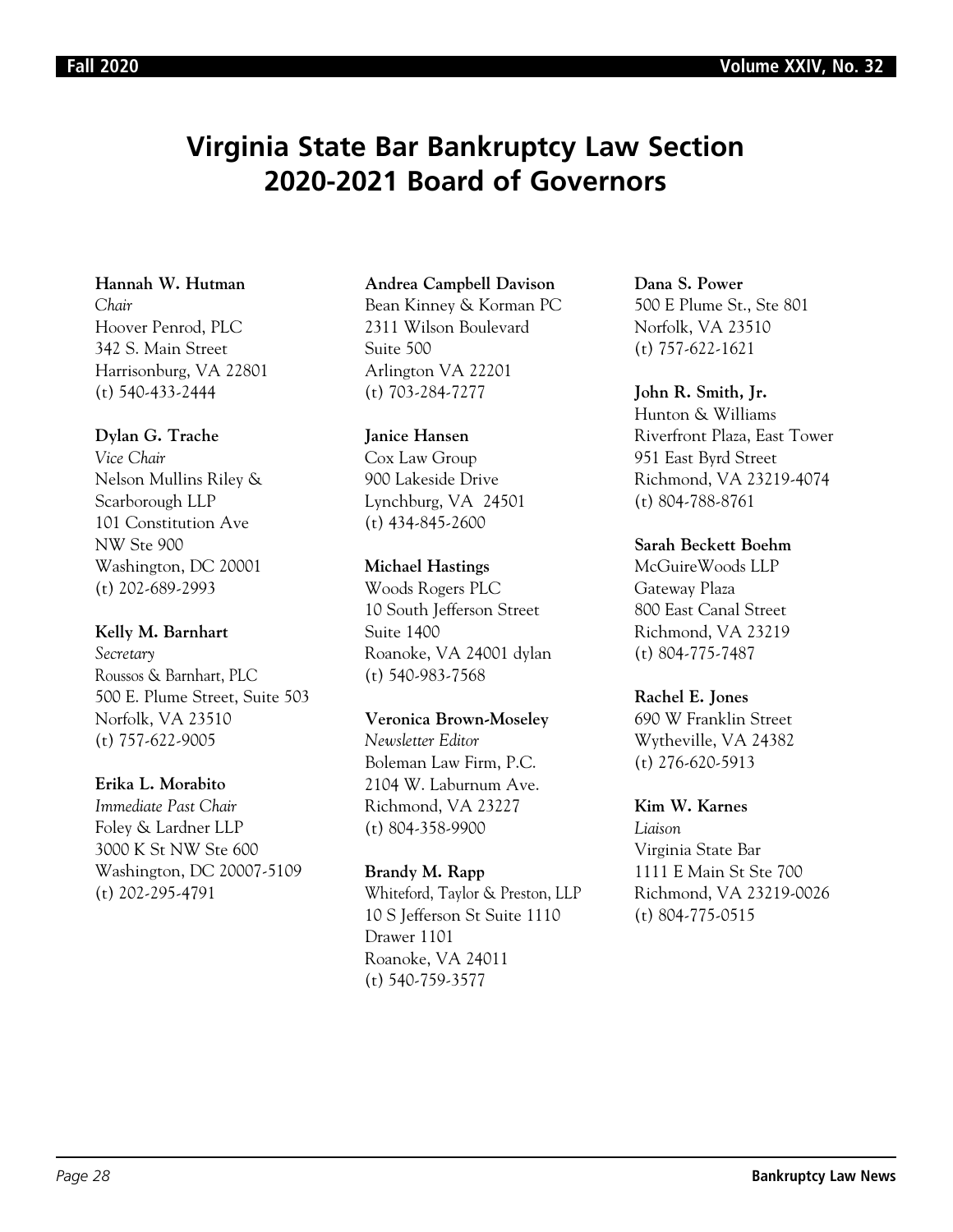# Virginia State Bar Bankruptcy Law Section 2020-2021 Board of Governors

**Hannah W. Hutman**
*Chair*
Hoover Penrod, PLC
342 S. Main Street
Harrisonburg, VA 22801
(t) 540-433-2444

**Dylan G. Trache**
*Vice Chair*
Nelson Mullins Riley & Scarborough LLP
101 Constitution Ave NW Ste 900
Washington, DC 20001
(t) 202-689-2993

**Kelly M. Barnhart**
*Secretary*
Roussos & Barnhart, PLC
500 E. Plume Street, Suite 503
Norfolk, VA 23510
(t) 757-622-9005

**Erika L. Morabito**
*Immediate Past Chair*
Foley & Lardner LLP
3000 K St NW Ste 600
Washington, DC 20007-5109
(t) 202-295-4791

**Andrea Campbell Davison**
Bean Kinney & Korman PC
2311 Wilson Boulevard
Suite 500
Arlington VA 22201
(t) 703-284-7277

**Janice Hansen**
Cox Law Group
900 Lakeside Drive
Lynchburg, VA 24501
(t) 434-845-2600

**Michael Hastings**
Woods Rogers PLC
10 South Jefferson Street
Suite 1400
Roanoke, VA 24001 dylan
(t) 540-983-7568

**Veronica Brown-Moseley**
*Newsletter Editor*
Boleman Law Firm, P.C.
2104 W. Laburnum Ave.
Richmond, VA 23227
(t) 804-358-9900

**Brandy M. Rapp**
Whiteford, Taylor & Preston, LLP
10 S Jefferson St Suite 1110
Drawer 1101
Roanoke, VA 24011
(t) 540-759-3577

**Dana S. Power**
500 E Plume St., Ste 801
Norfolk, VA 23510
(t) 757-622-1621

**John R. Smith, Jr.**
Hunton & Williams
Riverfront Plaza, East Tower
951 East Byrd Street
Richmond, VA 23219-4074
(t) 804-788-8761

**Sarah Beckett Boehm**
McGuireWoods LLP
Gateway Plaza
800 East Canal Street
Richmond, VA 23219
(t) 804-775-7487

**Rachel E. Jones**
690 W Franklin Street
Wytheville, VA 24382
(t) 276-620-5913

**Kim W. Karnes**
*Liaison*
Virginia State Bar
1111 E Main St Ste 700
Richmond, VA 23219-0026
(t) 804-775-0515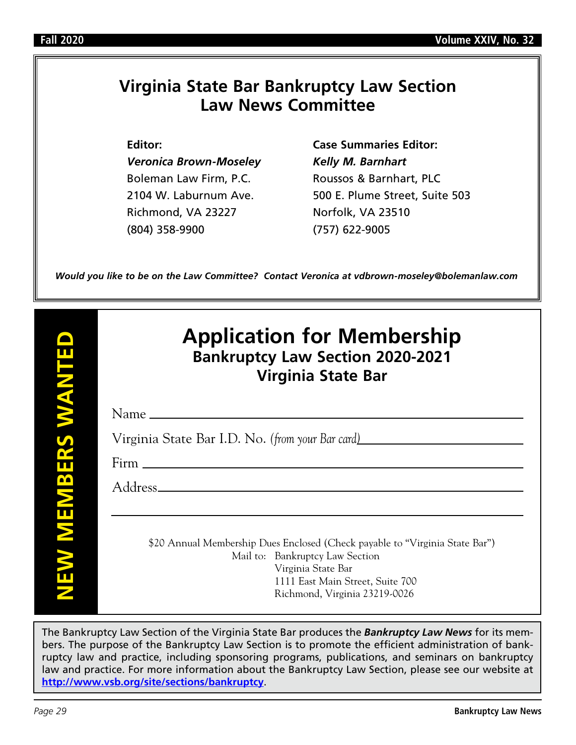## Virginia State Bar Bankruptcy Law Section Law News Committee

**Editor:**
***Veronica Brown-Moseley***
Boleman Law Firm, P.C.
2104 W. Laburnum Ave.
Richmond, VA 23227
(804) 358-9900

**Case Summaries Editor:**
***Kelly M. Barnhart***
Roussos & Barnhart, PLC
500 E. Plume Street, Suite 503
Norfolk, VA 23510
(757) 622-9005

***Would you like to be on the Law Committee? Contact Veronica at vdbrown-moseley@bolemanlaw.com***

**NEW MEMBERS WANTED**

# Application for Membership
## Bankruptcy Law Section 2020-2021
## Virginia State Bar

Name ____________________________________________

Virginia State Bar I.D. No. *(from your Bar card)* ____________________

Firm ____________________________________________

Address __________________________________________

_________________________________________________

$20 Annual Membership Dues Enclosed (Check payable to "Virginia State Bar")

Mail to: Bankruptcy Law Section
Virginia State Bar
1111 East Main Street, Suite 700
Richmond, Virginia 23219-0026

The Bankruptcy Law Section of the Virginia State Bar produces the ***Bankruptcy Law News*** for its members. The purpose of the Bankruptcy Law Section is to promote the efficient administration of bankruptcy law and practice, including sponsoring programs, publications, and seminars on bankruptcy law and practice. For more information about the Bankruptcy Law Section, please see our website at **http://www.vsb.org/site/sections/bankruptcy**.